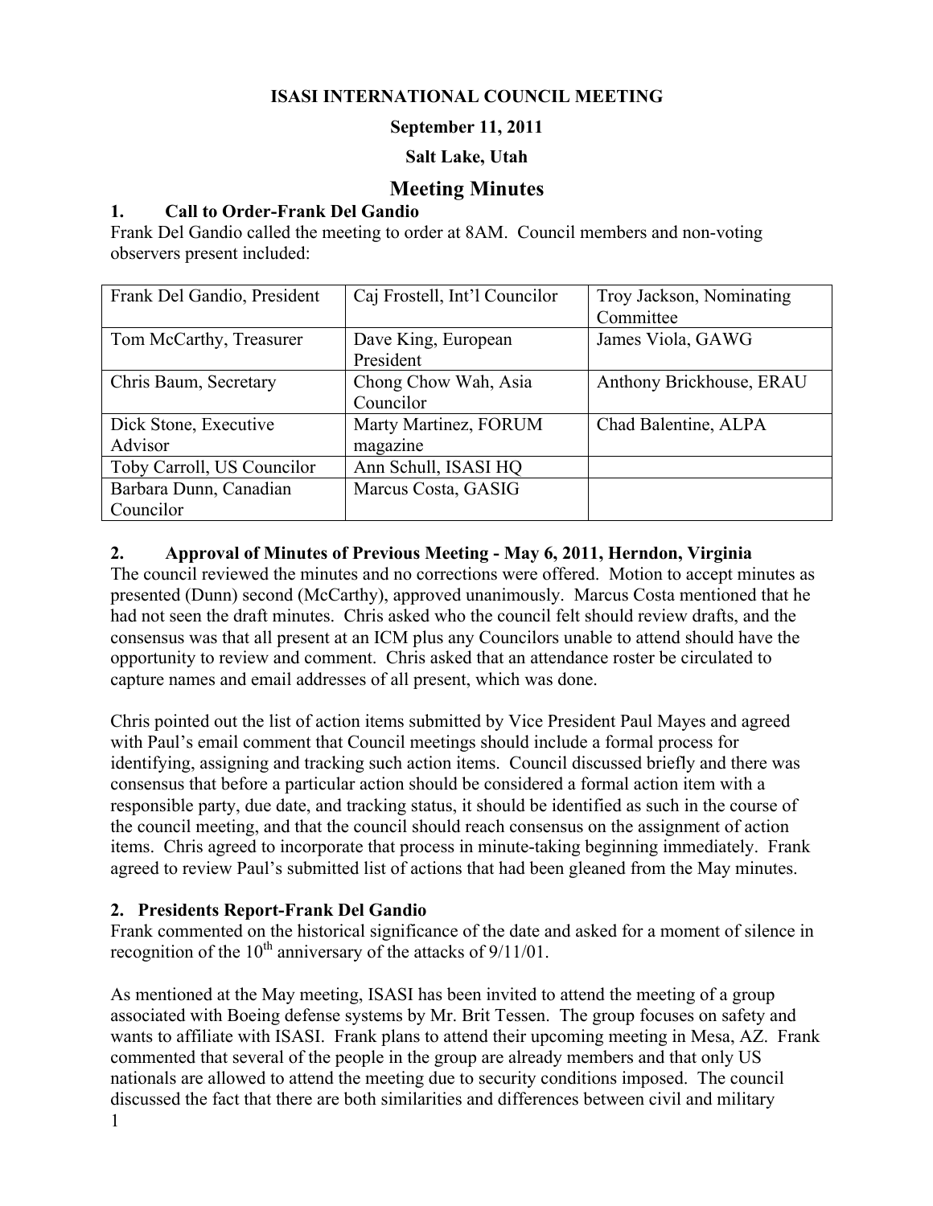**ISASI INTERNATIONAL COUNCIL MEETING**

**September 11, 2011**

**Salt Lake, Utah**

# Meeting Minutes

## 1. Call to Order-Frank Del Gandio

Frank Del Gandio called the meeting to order at 8AM. Council members and non-voting observers present included:

| | | |
|---|---|---|
| Frank Del Gandio, President | Caj Frostell, Int'l Councilor | Troy Jackson, Nominating Committee |
| Tom McCarthy, Treasurer | Dave King, European President | James Viola, GAWG |
| Chris Baum, Secretary | Chong Chow Wah, Asia Councilor | Anthony Brickhouse, ERAU |
| Dick Stone, Executive Advisor | Marty Martinez, FORUM magazine | Chad Balentine, ALPA |
| Toby Carroll, US Councilor | Ann Schull, ISASI HQ | |
| Barbara Dunn, Canadian Councilor | Marcus Costa, GASIG | |

## 2. Approval of Minutes of Previous Meeting - May 6, 2011, Herndon, Virginia

The council reviewed the minutes and no corrections were offered. Motion to accept minutes as presented (Dunn) second (McCarthy), approved unanimously. Marcus Costa mentioned that he had not seen the draft minutes. Chris asked who the council felt should review drafts, and the consensus was that all present at an ICM plus any Councilors unable to attend should have the opportunity to review and comment. Chris asked that an attendance roster be circulated to capture names and email addresses of all present, which was done.

Chris pointed out the list of action items submitted by Vice President Paul Mayes and agreed with Paul's email comment that Council meetings should include a formal process for identifying, assigning and tracking such action items. Council discussed briefly and there was consensus that before a particular action should be considered a formal action item with a responsible party, due date, and tracking status, it should be identified as such in the course of the council meeting, and that the council should reach consensus on the assignment of action items. Chris agreed to incorporate that process in minute-taking beginning immediately. Frank agreed to review Paul's submitted list of actions that had been gleaned from the May minutes.

## 2. Presidents Report-Frank Del Gandio

Frank commented on the historical significance of the date and asked for a moment of silence in recognition of the 10th anniversary of the attacks of 9/11/01.

As mentioned at the May meeting, ISASI has been invited to attend the meeting of a group associated with Boeing defense systems by Mr. Brit Tessen. The group focuses on safety and wants to affiliate with ISASI. Frank plans to attend their upcoming meeting in Mesa, AZ. Frank commented that several of the people in the group are already members and that only US nationals are allowed to attend the meeting due to security conditions imposed. The council discussed the fact that there are both similarities and differences between civil and military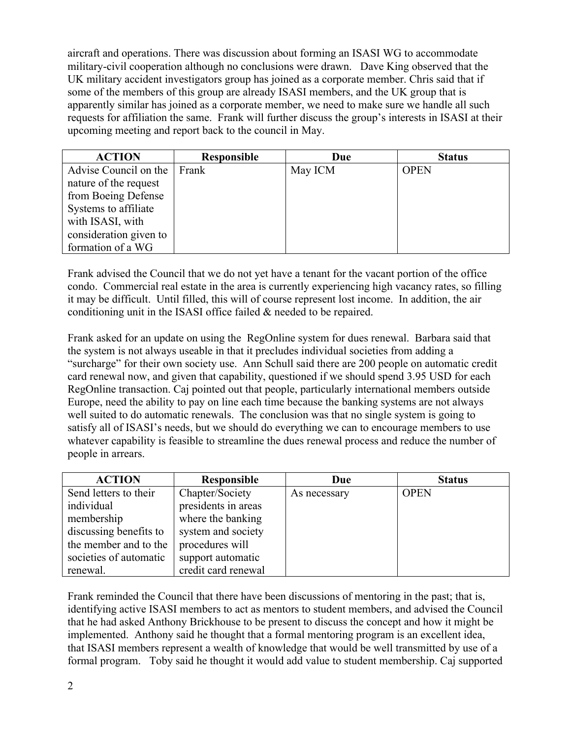aircraft and operations. There was discussion about forming an ISASI WG to accommodate military-civil cooperation although no conclusions were drawn. Dave King observed that the UK military accident investigators group has joined as a corporate member. Chris said that if some of the members of this group are already ISASI members, and the UK group that is apparently similar has joined as a corporate member, we need to make sure we handle all such requests for affiliation the same. Frank will further discuss the group's interests in ISASI at their upcoming meeting and report back to the council in May.

| ACTION | Responsible | Due | Status |
|---|---|---|---|
| Advise Council on the nature of the request from Boeing Defense Systems to affiliate with ISASI, with consideration given to formation of a WG | Frank | May ICM | OPEN |

Frank advised the Council that we do not yet have a tenant for the vacant portion of the office condo. Commercial real estate in the area is currently experiencing high vacancy rates, so filling it may be difficult. Until filled, this will of course represent lost income. In addition, the air conditioning unit in the ISASI office failed & needed to be repaired.

Frank asked for an update on using the RegOnline system for dues renewal. Barbara said that the system is not always useable in that it precludes individual societies from adding a "surcharge" for their own society use. Ann Schull said there are 200 people on automatic credit card renewal now, and given that capability, questioned if we should spend 3.95 USD for each RegOnline transaction. Caj pointed out that people, particularly international members outside Europe, need the ability to pay on line each time because the banking systems are not always well suited to do automatic renewals. The conclusion was that no single system is going to satisfy all of ISASI's needs, but we should do everything we can to encourage members to use whatever capability is feasible to streamline the dues renewal process and reduce the number of people in arrears.

| ACTION | Responsible | Due | Status |
|---|---|---|---|
| Send letters to their individual membership discussing benefits to the member and to the societies of automatic renewal. | Chapter/Society presidents in areas where the banking system and society procedures will support automatic credit card renewal | As necessary | OPEN |

Frank reminded the Council that there have been discussions of mentoring in the past; that is, identifying active ISASI members to act as mentors to student members, and advised the Council that he had asked Anthony Brickhouse to be present to discuss the concept and how it might be implemented. Anthony said he thought that a formal mentoring program is an excellent idea, that ISASI members represent a wealth of knowledge that would be well transmitted by use of a formal program. Toby said he thought it would add value to student membership. Caj supported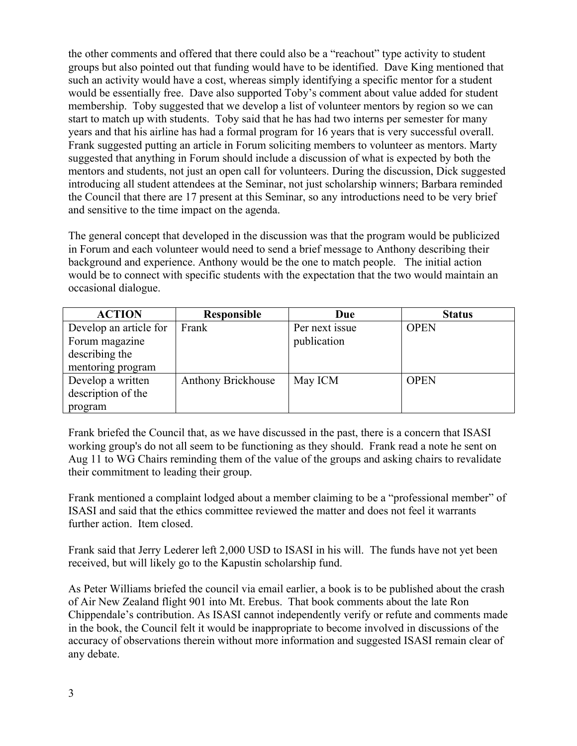the other comments and offered that there could also be a "reachout" type activity to student groups but also pointed out that funding would have to be identified. Dave King mentioned that such an activity would have a cost, whereas simply identifying a specific mentor for a student would be essentially free. Dave also supported Toby's comment about value added for student membership. Toby suggested that we develop a list of volunteer mentors by region so we can start to match up with students. Toby said that he has had two interns per semester for many years and that his airline has had a formal program for 16 years that is very successful overall. Frank suggested putting an article in Forum soliciting members to volunteer as mentors. Marty suggested that anything in Forum should include a discussion of what is expected by both the mentors and students, not just an open call for volunteers. During the discussion, Dick suggested introducing all student attendees at the Seminar, not just scholarship winners; Barbara reminded the Council that there are 17 present at this Seminar, so any introductions need to be very brief and sensitive to the time impact on the agenda.

The general concept that developed in the discussion was that the program would be publicized in Forum and each volunteer would need to send a brief message to Anthony describing their background and experience. Anthony would be the one to match people. The initial action would be to connect with specific students with the expectation that the two would maintain an occasional dialogue.

| ACTION | Responsible | Due | Status |
|---|---|---|---|
| Develop an article for Forum magazine describing the mentoring program | Frank | Per next issue publication | OPEN |
| Develop a written description of the program | Anthony Brickhouse | May ICM | OPEN |

Frank briefed the Council that, as we have discussed in the past, there is a concern that ISASI working group's do not all seem to be functioning as they should. Frank read a note he sent on Aug 11 to WG Chairs reminding them of the value of the groups and asking chairs to revalidate their commitment to leading their group.

Frank mentioned a complaint lodged about a member claiming to be a "professional member" of ISASI and said that the ethics committee reviewed the matter and does not feel it warrants further action. Item closed.

Frank said that Jerry Lederer left 2,000 USD to ISASI in his will. The funds have not yet been received, but will likely go to the Kapustin scholarship fund.

As Peter Williams briefed the council via email earlier, a book is to be published about the crash of Air New Zealand flight 901 into Mt. Erebus. That book comments about the late Ron Chippendale's contribution. As ISASI cannot independently verify or refute and comments made in the book, the Council felt it would be inappropriate to become involved in discussions of the accuracy of observations therein without more information and suggested ISASI remain clear of any debate.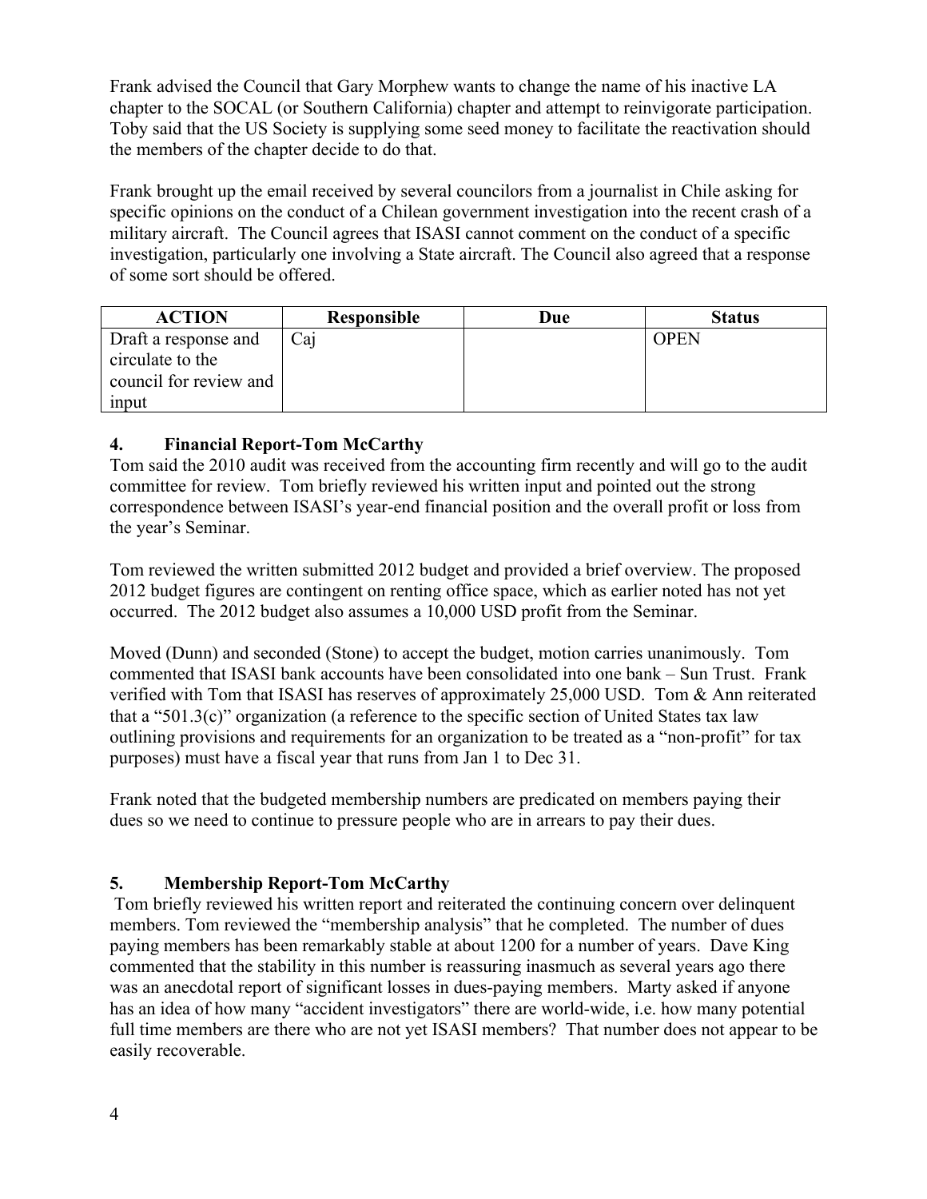Frank advised the Council that Gary Morphew wants to change the name of his inactive LA chapter to the SOCAL (or Southern California) chapter and attempt to reinvigorate participation. Toby said that the US Society is supplying some seed money to facilitate the reactivation should the members of the chapter decide to do that.

Frank brought up the email received by several councilors from a journalist in Chile asking for specific opinions on the conduct of a Chilean government investigation into the recent crash of a military aircraft. The Council agrees that ISASI cannot comment on the conduct of a specific investigation, particularly one involving a State aircraft. The Council also agreed that a response of some sort should be offered.

| ACTION | Responsible | Due | Status |
|---|---|---|---|
| Draft a response and circulate to the council for review and input | Caj | | OPEN |

## 4. Financial Report-Tom McCarthy

Tom said the 2010 audit was received from the accounting firm recently and will go to the audit committee for review. Tom briefly reviewed his written input and pointed out the strong correspondence between ISASI's year-end financial position and the overall profit or loss from the year's Seminar.

Tom reviewed the written submitted 2012 budget and provided a brief overview. The proposed 2012 budget figures are contingent on renting office space, which as earlier noted has not yet occurred. The 2012 budget also assumes a 10,000 USD profit from the Seminar.

Moved (Dunn) and seconded (Stone) to accept the budget, motion carries unanimously. Tom commented that ISASI bank accounts have been consolidated into one bank – Sun Trust. Frank verified with Tom that ISASI has reserves of approximately 25,000 USD. Tom & Ann reiterated that a "501.3(c)" organization (a reference to the specific section of United States tax law outlining provisions and requirements for an organization to be treated as a "non-profit" for tax purposes) must have a fiscal year that runs from Jan 1 to Dec 31.

Frank noted that the budgeted membership numbers are predicated on members paying their dues so we need to continue to pressure people who are in arrears to pay their dues.

## 5. Membership Report-Tom McCarthy

Tom briefly reviewed his written report and reiterated the continuing concern over delinquent members. Tom reviewed the "membership analysis" that he completed. The number of dues paying members has been remarkably stable at about 1200 for a number of years. Dave King commented that the stability in this number is reassuring inasmuch as several years ago there was an anecdotal report of significant losses in dues-paying members. Marty asked if anyone has an idea of how many "accident investigators" there are world-wide, i.e. how many potential full time members are there who are not yet ISASI members? That number does not appear to be easily recoverable.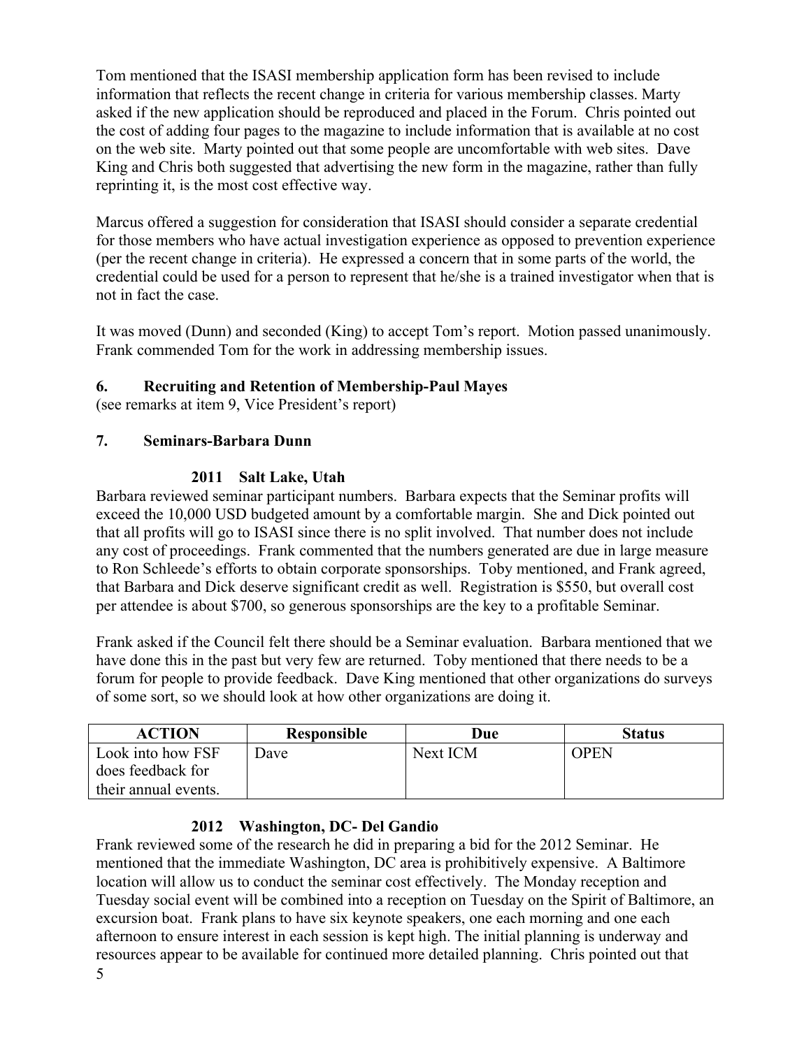Tom mentioned that the ISASI membership application form has been revised to include information that reflects the recent change in criteria for various membership classes. Marty asked if the new application should be reproduced and placed in the Forum. Chris pointed out the cost of adding four pages to the magazine to include information that is available at no cost on the web site. Marty pointed out that some people are uncomfortable with web sites. Dave King and Chris both suggested that advertising the new form in the magazine, rather than fully reprinting it, is the most cost effective way.

Marcus offered a suggestion for consideration that ISASI should consider a separate credential for those members who have actual investigation experience as opposed to prevention experience (per the recent change in criteria). He expressed a concern that in some parts of the world, the credential could be used for a person to represent that he/she is a trained investigator when that is not in fact the case.

It was moved (Dunn) and seconded (King) to accept Tom's report. Motion passed unanimously. Frank commended Tom for the work in addressing membership issues.

### 6. Recruiting and Retention of Membership-Paul Mayes

(see remarks at item 9, Vice President's report)

### 7. Seminars-Barbara Dunn

#### 2011 Salt Lake, Utah

Barbara reviewed seminar participant numbers. Barbara expects that the Seminar profits will exceed the 10,000 USD budgeted amount by a comfortable margin. She and Dick pointed out that all profits will go to ISASI since there is no split involved. That number does not include any cost of proceedings. Frank commented that the numbers generated are due in large measure to Ron Schleede's efforts to obtain corporate sponsorships. Toby mentioned, and Frank agreed, that Barbara and Dick deserve significant credit as well. Registration is $550, but overall cost per attendee is about $700, so generous sponsorships are the key to a profitable Seminar.

Frank asked if the Council felt there should be a Seminar evaluation. Barbara mentioned that we have done this in the past but very few are returned. Toby mentioned that there needs to be a forum for people to provide feedback. Dave King mentioned that other organizations do surveys of some sort, so we should look at how other organizations are doing it.

| ACTION | Responsible | Due | Status |
|---|---|---|---|
| Look into how FSF does feedback for their annual events. | Dave | Next ICM | OPEN |

#### 2012 Washington, DC- Del Gandio

Frank reviewed some of the research he did in preparing a bid for the 2012 Seminar. He mentioned that the immediate Washington, DC area is prohibitively expensive. A Baltimore location will allow us to conduct the seminar cost effectively. The Monday reception and Tuesday social event will be combined into a reception on Tuesday on the Spirit of Baltimore, an excursion boat. Frank plans to have six keynote speakers, one each morning and one each afternoon to ensure interest in each session is kept high. The initial planning is underway and resources appear to be available for continued more detailed planning. Chris pointed out that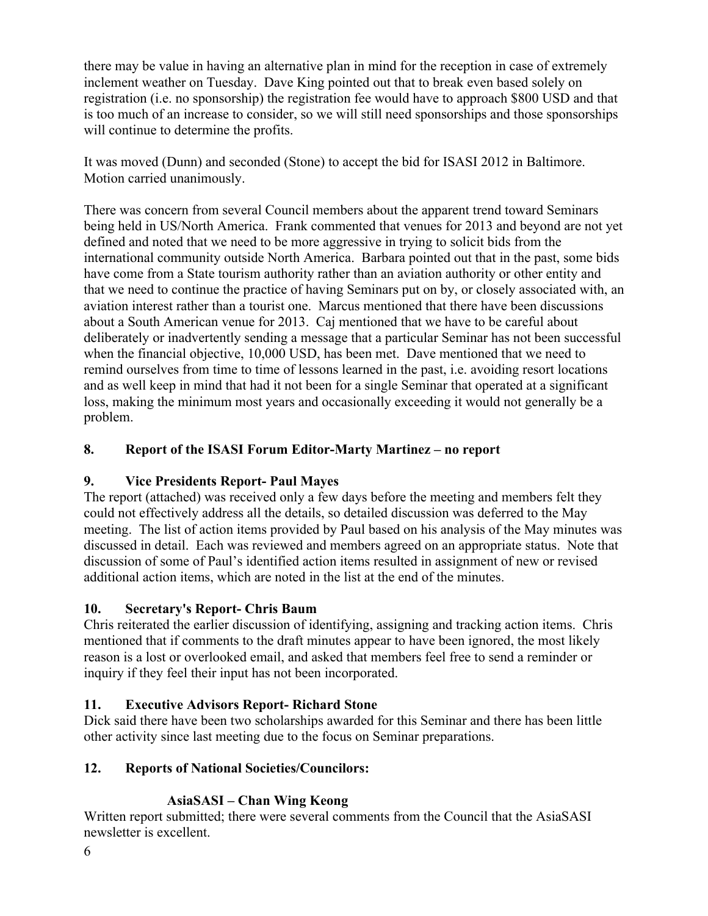there may be value in having an alternative plan in mind for the reception in case of extremely inclement weather on Tuesday. Dave King pointed out that to break even based solely on registration (i.e. no sponsorship) the registration fee would have to approach $800 USD and that is too much of an increase to consider, so we will still need sponsorships and those sponsorships will continue to determine the profits.

It was moved (Dunn) and seconded (Stone) to accept the bid for ISASI 2012 in Baltimore. Motion carried unanimously.

There was concern from several Council members about the apparent trend toward Seminars being held in US/North America. Frank commented that venues for 2013 and beyond are not yet defined and noted that we need to be more aggressive in trying to solicit bids from the international community outside North America. Barbara pointed out that in the past, some bids have come from a State tourism authority rather than an aviation authority or other entity and that we need to continue the practice of having Seminars put on by, or closely associated with, an aviation interest rather than a tourist one. Marcus mentioned that there have been discussions about a South American venue for 2013. Caj mentioned that we have to be careful about deliberately or inadvertently sending a message that a particular Seminar has not been successful when the financial objective, 10,000 USD, has been met. Dave mentioned that we need to remind ourselves from time to time of lessons learned in the past, i.e. avoiding resort locations and as well keep in mind that had it not been for a single Seminar that operated at a significant loss, making the minimum most years and occasionally exceeding it would not generally be a problem.

## 8. Report of the ISASI Forum Editor-Marty Martinez – no report

## 9. Vice Presidents Report- Paul Mayes

The report (attached) was received only a few days before the meeting and members felt they could not effectively address all the details, so detailed discussion was deferred to the May meeting. The list of action items provided by Paul based on his analysis of the May minutes was discussed in detail. Each was reviewed and members agreed on an appropriate status. Note that discussion of some of Paul's identified action items resulted in assignment of new or revised additional action items, which are noted in the list at the end of the minutes.

## 10. Secretary's Report- Chris Baum

Chris reiterated the earlier discussion of identifying, assigning and tracking action items. Chris mentioned that if comments to the draft minutes appear to have been ignored, the most likely reason is a lost or overlooked email, and asked that members feel free to send a reminder or inquiry if they feel their input has not been incorporated.

## 11. Executive Advisors Report- Richard Stone

Dick said there have been two scholarships awarded for this Seminar and there has been little other activity since last meeting due to the focus on Seminar preparations.

## 12. Reports of National Societies/Councilors:

### AsiaSASI – Chan Wing Keong

Written report submitted; there were several comments from the Council that the AsiaSASI newsletter is excellent.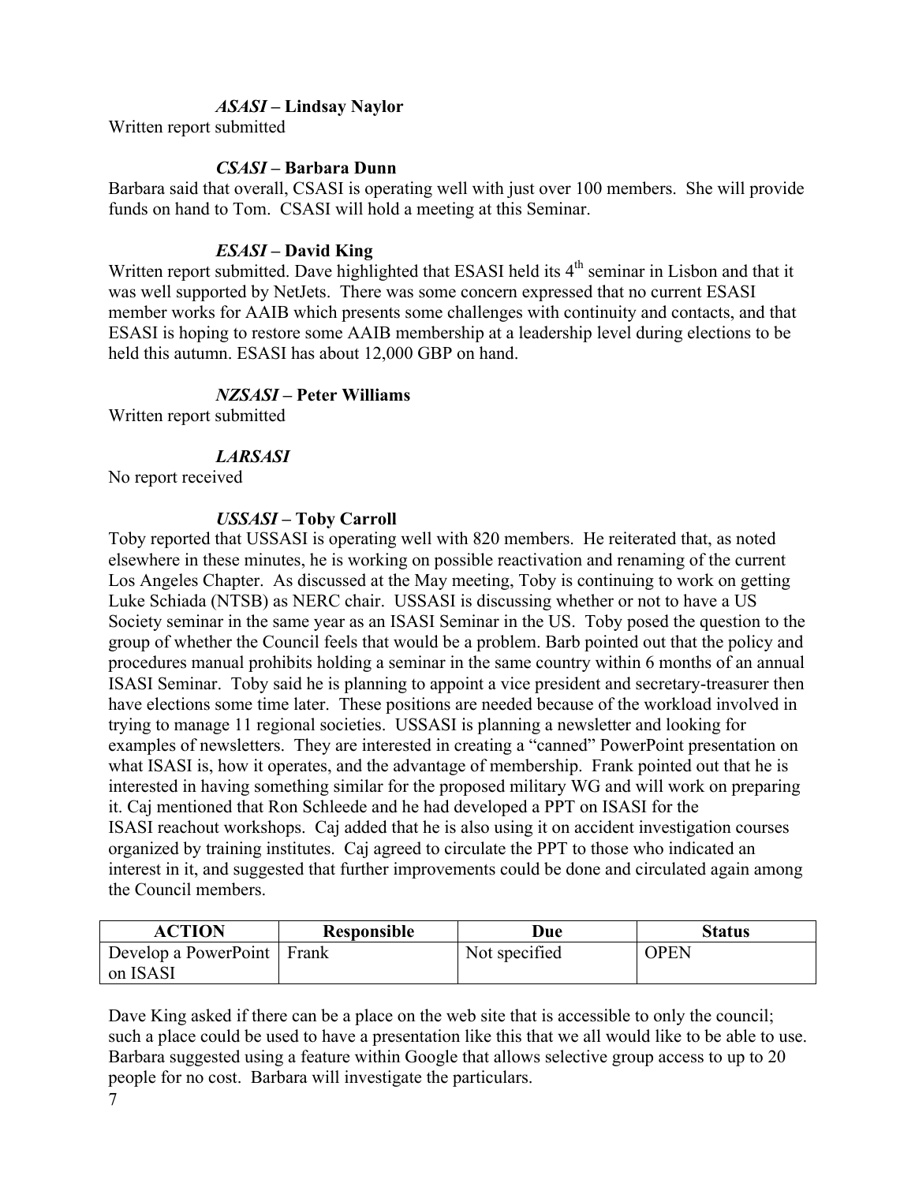### *ASASI* – Lindsay Naylor

Written report submitted

### *CSASI* – Barbara Dunn

Barbara said that overall, CSASI is operating well with just over 100 members. She will provide funds on hand to Tom. CSASI will hold a meeting at this Seminar.

### *ESASI* – David King

Written report submitted. Dave highlighted that ESASI held its 4th seminar in Lisbon and that it was well supported by NetJets. There was some concern expressed that no current ESASI member works for AAIB which presents some challenges with continuity and contacts, and that ESASI is hoping to restore some AAIB membership at a leadership level during elections to be held this autumn. ESASI has about 12,000 GBP on hand.

### *NZSASI* – Peter Williams

Written report submitted

### *LARSASI*

No report received

### *USSASI* – Toby Carroll

Toby reported that USSASI is operating well with 820 members. He reiterated that, as noted elsewhere in these minutes, he is working on possible reactivation and renaming of the current Los Angeles Chapter. As discussed at the May meeting, Toby is continuing to work on getting Luke Schiada (NTSB) as NERC chair. USSASI is discussing whether or not to have a US Society seminar in the same year as an ISASI Seminar in the US. Toby posed the question to the group of whether the Council feels that would be a problem. Barb pointed out that the policy and procedures manual prohibits holding a seminar in the same country within 6 months of an annual ISASI Seminar. Toby said he is planning to appoint a vice president and secretary-treasurer then have elections some time later. These positions are needed because of the workload involved in trying to manage 11 regional societies. USSASI is planning a newsletter and looking for examples of newsletters. They are interested in creating a "canned" PowerPoint presentation on what ISASI is, how it operates, and the advantage of membership. Frank pointed out that he is interested in having something similar for the proposed military WG and will work on preparing it. Caj mentioned that Ron Schleede and he had developed a PPT on ISASI for the ISASI reachout workshops. Caj added that he is also using it on accident investigation courses organized by training institutes. Caj agreed to circulate the PPT to those who indicated an interest in it, and suggested that further improvements could be done and circulated again among the Council members.

| ACTION | Responsible | Due | Status |
| --- | --- | --- | --- |
| Develop a PowerPoint on ISASI | Frank | Not specified | OPEN |

Dave King asked if there can be a place on the web site that is accessible to only the council; such a place could be used to have a presentation like this that we all would like to be able to use. Barbara suggested using a feature within Google that allows selective group access to up to 20 people for no cost. Barbara will investigate the particulars.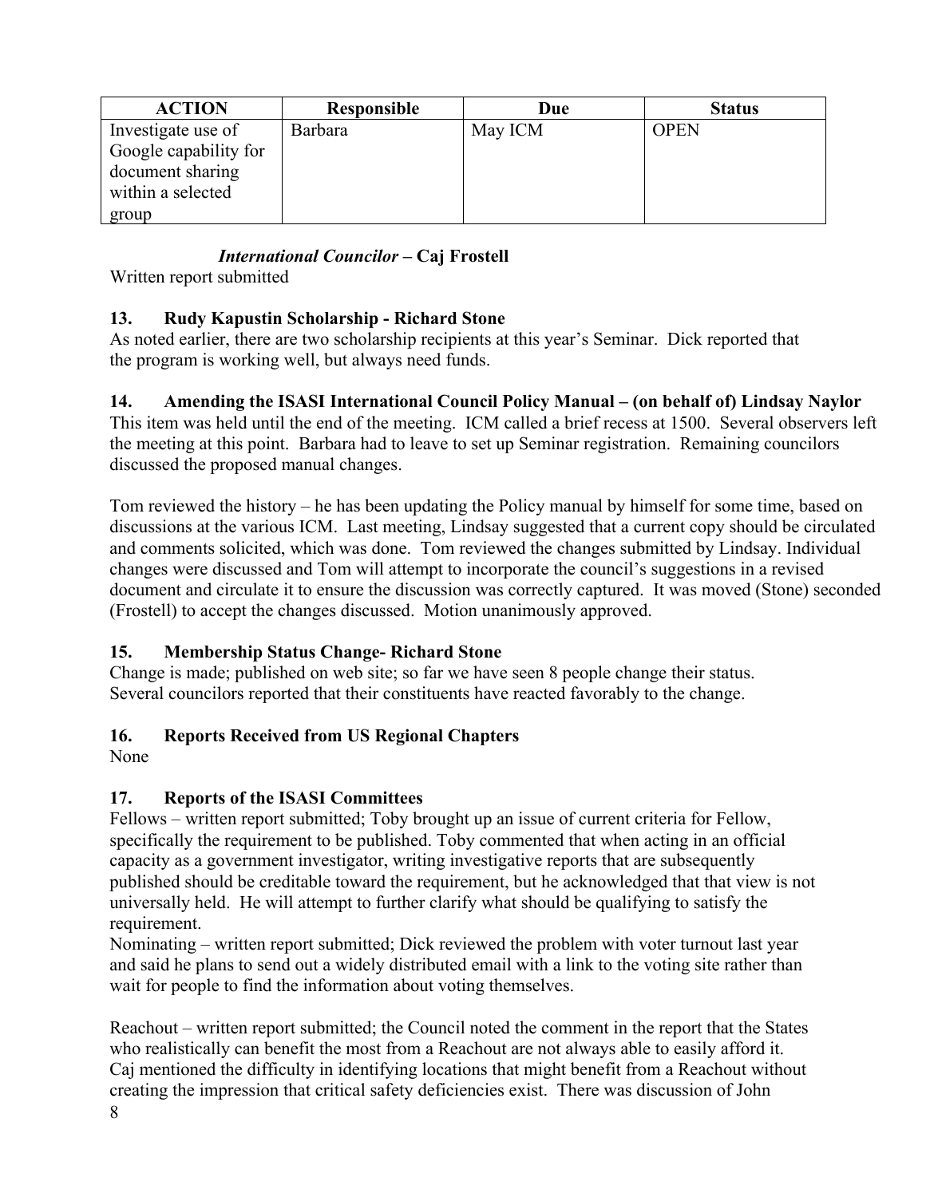| ACTION | Responsible | Due | Status |
| --- | --- | --- | --- |
| Investigate use of Google capability for document sharing within a selected group | Barbara | May ICM | OPEN |

***International Councilor* – Caj Frostell**

Written report submitted

**13. Rudy Kapustin Scholarship - Richard Stone**

As noted earlier, there are two scholarship recipients at this year's Seminar. Dick reported that the program is working well, but always need funds.

**14. Amending the ISASI International Council Policy Manual – (on behalf of) Lindsay Naylor**

This item was held until the end of the meeting. ICM called a brief recess at 1500. Several observers left the meeting at this point. Barbara had to leave to set up Seminar registration. Remaining councilors discussed the proposed manual changes.

Tom reviewed the history – he has been updating the Policy manual by himself for some time, based on discussions at the various ICM. Last meeting, Lindsay suggested that a current copy should be circulated and comments solicited, which was done. Tom reviewed the changes submitted by Lindsay. Individual changes were discussed and Tom will attempt to incorporate the council's suggestions in a revised document and circulate it to ensure the discussion was correctly captured. It was moved (Stone) seconded (Frostell) to accept the changes discussed. Motion unanimously approved.

**15. Membership Status Change- Richard Stone**

Change is made; published on web site; so far we have seen 8 people change their status. Several councilors reported that their constituents have reacted favorably to the change.

**16. Reports Received from US Regional Chapters**

None

**17. Reports of the ISASI Committees**

Fellows – written report submitted; Toby brought up an issue of current criteria for Fellow, specifically the requirement to be published. Toby commented that when acting in an official capacity as a government investigator, writing investigative reports that are subsequently published should be creditable toward the requirement, but he acknowledged that that view is not universally held. He will attempt to further clarify what should be qualifying to satisfy the requirement.

Nominating – written report submitted; Dick reviewed the problem with voter turnout last year and said he plans to send out a widely distributed email with a link to the voting site rather than wait for people to find the information about voting themselves.

Reachout – written report submitted; the Council noted the comment in the report that the States who realistically can benefit the most from a Reachout are not always able to easily afford it. Caj mentioned the difficulty in identifying locations that might benefit from a Reachout without creating the impression that critical safety deficiencies exist. There was discussion of John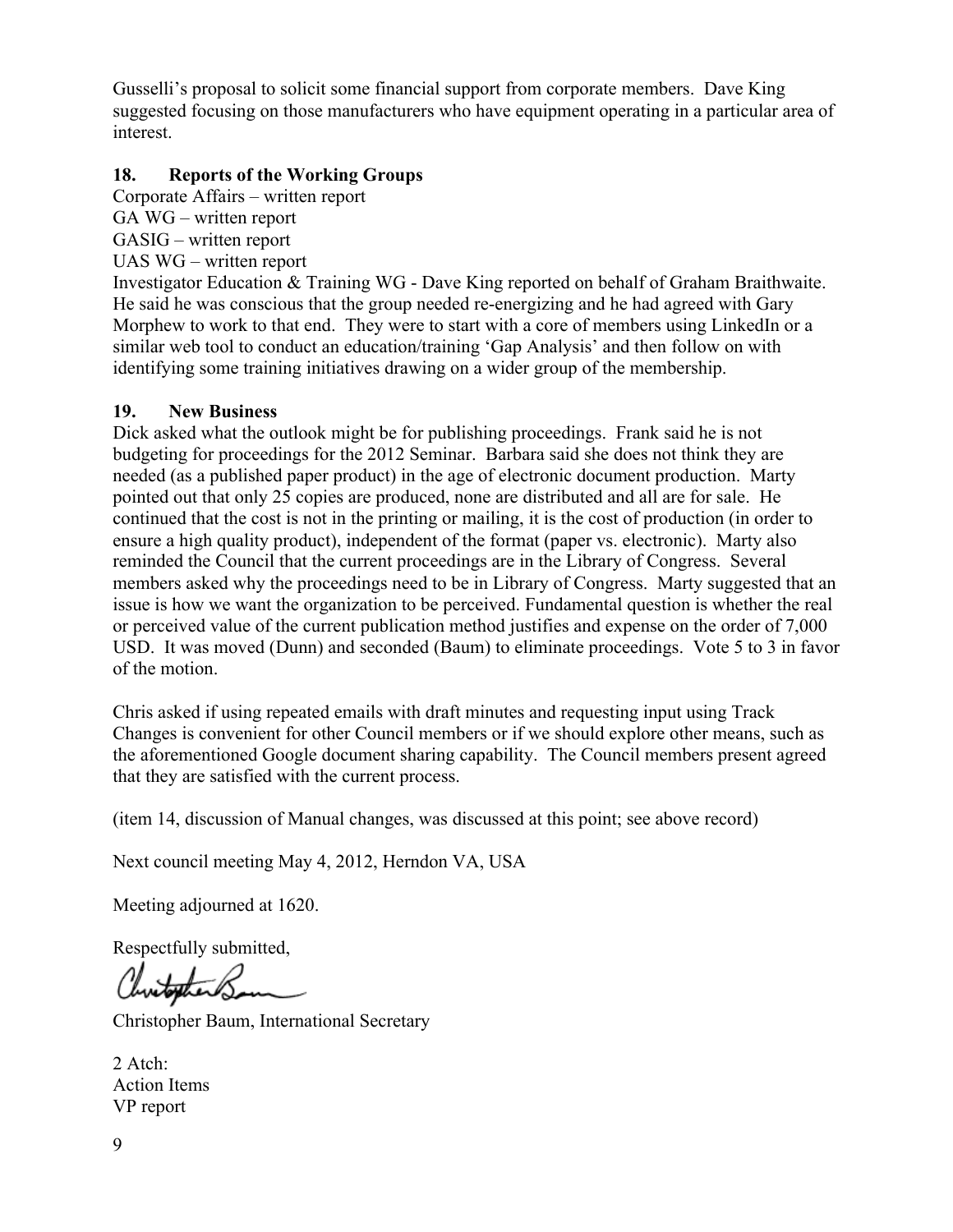Gusselli's proposal to solicit some financial support from corporate members. Dave King suggested focusing on those manufacturers who have equipment operating in a particular area of interest.

## 18. Reports of the Working Groups

Corporate Affairs – written report
GA WG – written report
GASIG – written report
UAS WG – written report
Investigator Education & Training WG - Dave King reported on behalf of Graham Braithwaite. He said he was conscious that the group needed re-energizing and he had agreed with Gary Morphew to work to that end. They were to start with a core of members using LinkedIn or a similar web tool to conduct an education/training 'Gap Analysis' and then follow on with identifying some training initiatives drawing on a wider group of the membership.

## 19. New Business

Dick asked what the outlook might be for publishing proceedings. Frank said he is not budgeting for proceedings for the 2012 Seminar. Barbara said she does not think they are needed (as a published paper product) in the age of electronic document production. Marty pointed out that only 25 copies are produced, none are distributed and all are for sale. He continued that the cost is not in the printing or mailing, it is the cost of production (in order to ensure a high quality product), independent of the format (paper vs. electronic). Marty also reminded the Council that the current proceedings are in the Library of Congress. Several members asked why the proceedings need to be in Library of Congress. Marty suggested that an issue is how we want the organization to be perceived. Fundamental question is whether the real or perceived value of the current publication method justifies and expense on the order of 7,000 USD. It was moved (Dunn) and seconded (Baum) to eliminate proceedings. Vote 5 to 3 in favor of the motion.

Chris asked if using repeated emails with draft minutes and requesting input using Track Changes is convenient for other Council members or if we should explore other means, such as the aforementioned Google document sharing capability. The Council members present agreed that they are satisfied with the current process.

(item 14, discussion of Manual changes, was discussed at this point; see above record)

Next council meeting May 4, 2012, Herndon VA, USA

Meeting adjourned at 1620.

Respectfully submitted,

Christopher Baum, International Secretary

2 Atch:
Action Items
VP report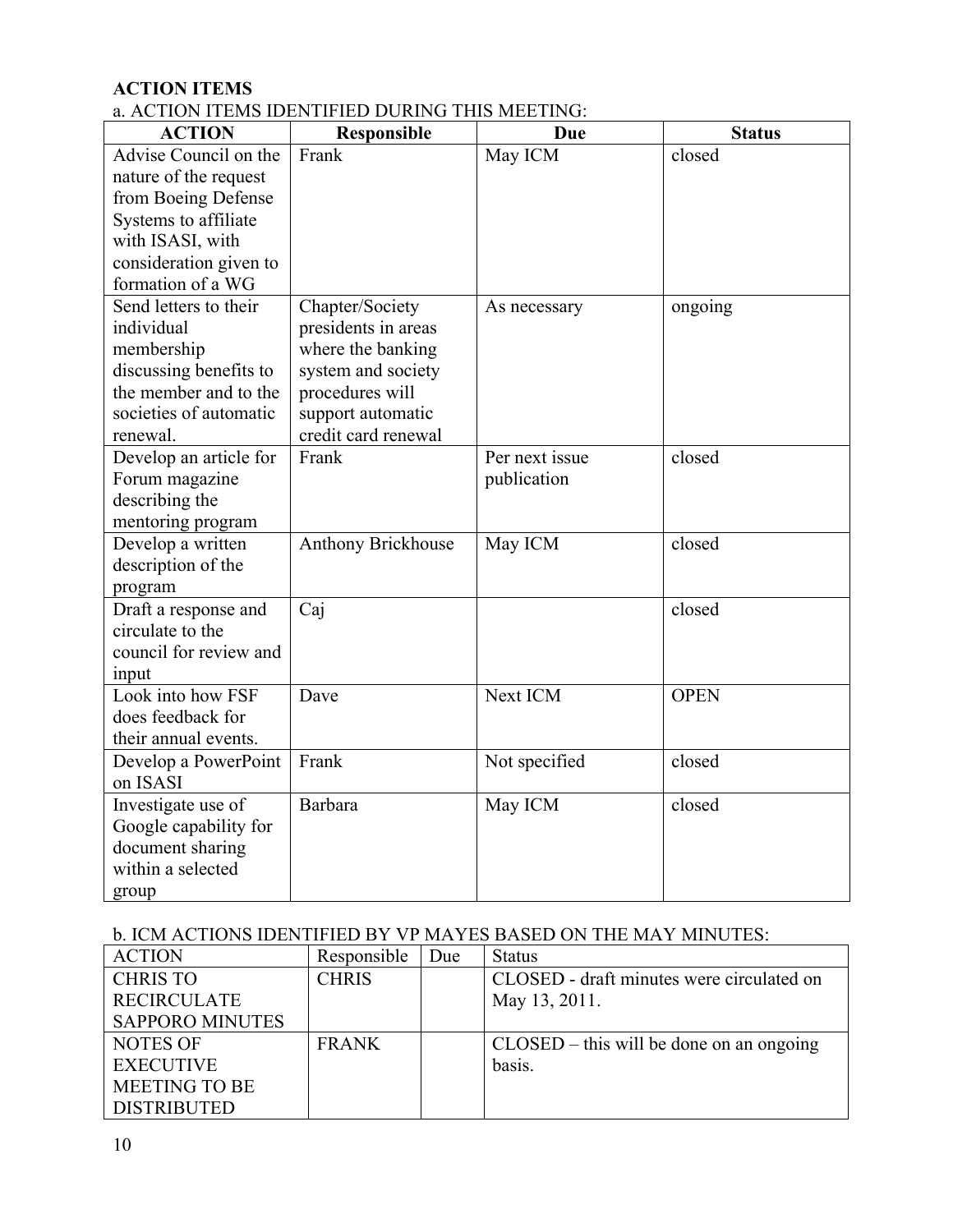**ACTION ITEMS**

a. ACTION ITEMS IDENTIFIED DURING THIS MEETING:

| ACTION | Responsible | Due | Status |
|---|---|---|---|
| Advise Council on the nature of the request from Boeing Defense Systems to affiliate with ISASI, with consideration given to formation of a WG | Frank | May ICM | closed |
| Send letters to their individual membership discussing benefits to the member and to the societies of automatic renewal. | Chapter/Society presidents in areas where the banking system and society procedures will support automatic credit card renewal | As necessary | ongoing |
| Develop an article for Forum magazine describing the mentoring program | Frank | Per next issue publication | closed |
| Develop a written description of the program | Anthony Brickhouse | May ICM | closed |
| Draft a response and circulate to the council for review and input | Caj | | closed |
| Look into how FSF does feedback for their annual events. | Dave | Next ICM | OPEN |
| Develop a PowerPoint on ISASI | Frank | Not specified | closed |
| Investigate use of Google capability for document sharing within a selected group | Barbara | May ICM | closed |

b. ICM ACTIONS IDENTIFIED BY VP MAYES BASED ON THE MAY MINUTES:

| ACTION | Responsible | Due | Status |
|---|---|---|---|
| CHRIS TO RECIRCULATE SAPPORO MINUTES | CHRIS | | CLOSED - draft minutes were circulated on May 13, 2011. |
| NOTES OF EXECUTIVE MEETING TO BE DISTRIBUTED | FRANK | | CLOSED – this will be done on an ongoing basis. |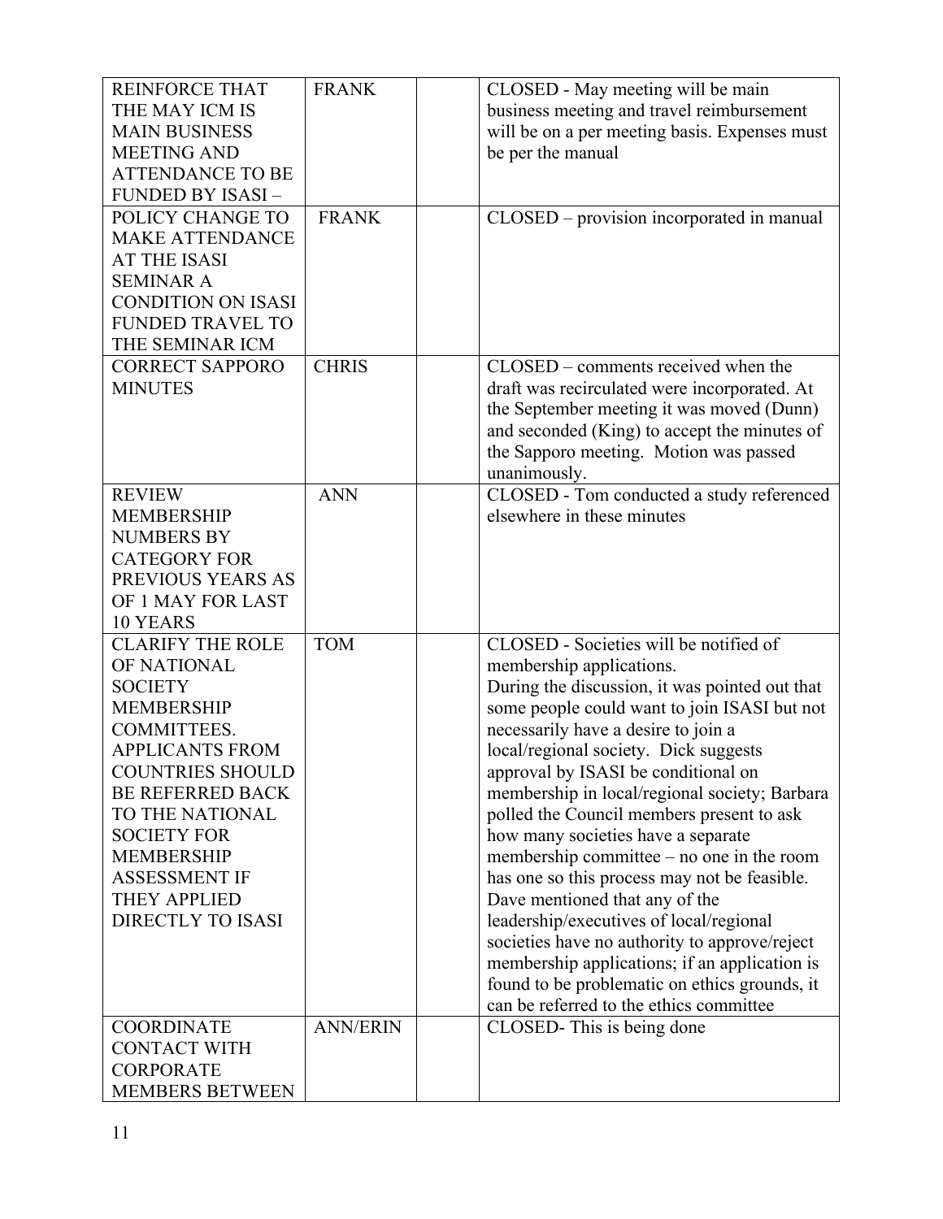| | | | |
|---|---|---|---|
| REINFORCE THAT THE MAY ICM IS MAIN BUSINESS MEETING AND ATTENDANCE TO BE FUNDED BY ISASI – | FRANK | | CLOSED - May meeting will be main business meeting and travel reimbursement will be on a per meeting basis. Expenses must be per the manual |
| POLICY CHANGE TO MAKE ATTENDANCE AT THE ISASI SEMINAR A CONDITION ON ISASI FUNDED TRAVEL TO THE SEMINAR ICM | FRANK | | CLOSED – provision incorporated in manual |
| CORRECT SAPPORO MINUTES | CHRIS | | CLOSED – comments received when the draft was recirculated were incorporated. At the September meeting it was moved (Dunn) and seconded (King) to accept the minutes of the Sapporo meeting. Motion was passed unanimously. |
| REVIEW MEMBERSHIP NUMBERS BY CATEGORY FOR PREVIOUS YEARS AS OF 1 MAY FOR LAST 10 YEARS | ANN | | CLOSED - Tom conducted a study referenced elsewhere in these minutes |
| CLARIFY THE ROLE OF NATIONAL SOCIETY MEMBERSHIP COMMITTEES. APPLICANTS FROM COUNTRIES SHOULD BE REFERRED BACK TO THE NATIONAL SOCIETY FOR MEMBERSHIP ASSESSMENT IF THEY APPLIED DIRECTLY TO ISASI | TOM | | CLOSED - Societies will be notified of membership applications. During the discussion, it was pointed out that some people could want to join ISASI but not necessarily have a desire to join a local/regional society. Dick suggests approval by ISASI be conditional on membership in local/regional society; Barbara polled the Council members present to ask how many societies have a separate membership committee – no one in the room has one so this process may not be feasible. Dave mentioned that any of the leadership/executives of local/regional societies have no authority to approve/reject membership applications; if an application is found to be problematic on ethics grounds, it can be referred to the ethics committee |
| COORDINATE CONTACT WITH CORPORATE MEMBERS BETWEEN | ANN/ERIN | | CLOSED- This is being done |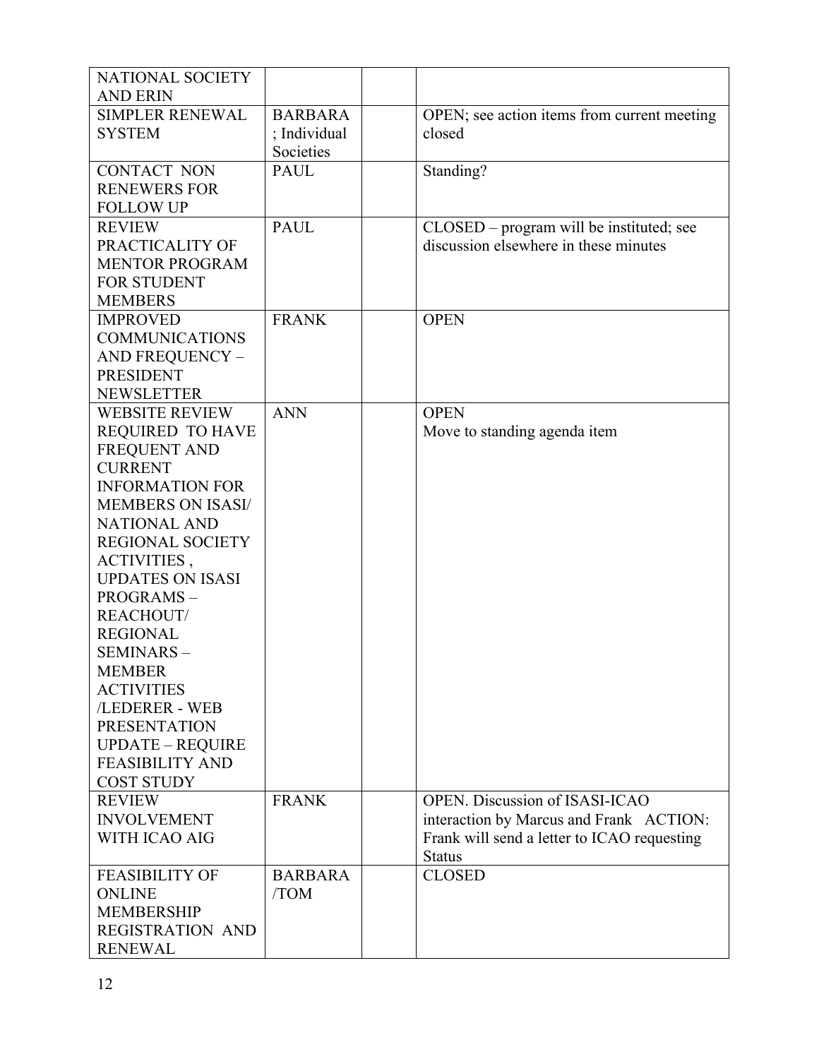| | | | |
|---|---|---|---|
| NATIONAL SOCIETY AND ERIN | | | |
| SIMPLER RENEWAL SYSTEM | BARBARA ; Individual Societies | | OPEN; see action items from current meeting closed |
| CONTACT NON RENEWERS FOR FOLLOW UP | PAUL | | Standing? |
| REVIEW PRACTICALITY OF MENTOR PROGRAM FOR STUDENT MEMBERS | PAUL | | CLOSED – program will be instituted; see discussion elsewhere in these minutes |
| IMPROVED COMMUNICATIONS AND FREQUENCY – PRESIDENT NEWSLETTER | FRANK | | OPEN |
| WEBSITE REVIEW REQUIRED TO HAVE FREQUENT AND CURRENT INFORMATION FOR MEMBERS ON ISASI/ NATIONAL AND REGIONAL SOCIETY ACTIVITIES , UPDATES ON ISASI PROGRAMS – REACHOUT/ REGIONAL SEMINARS – MEMBER ACTIVITIES /LEDERER - WEB PRESENTATION UPDATE – REQUIRE FEASIBILITY AND COST STUDY | ANN | | OPEN<br>Move to standing agenda item |
| REVIEW INVOLVEMENT WITH ICAO AIG | FRANK | | OPEN. Discussion of ISASI-ICAO interaction by Marcus and Frank ACTION: Frank will send a letter to ICAO requesting Status |
| FEASIBILITY OF ONLINE MEMBERSHIP REGISTRATION AND RENEWAL | BARBARA /TOM | | CLOSED |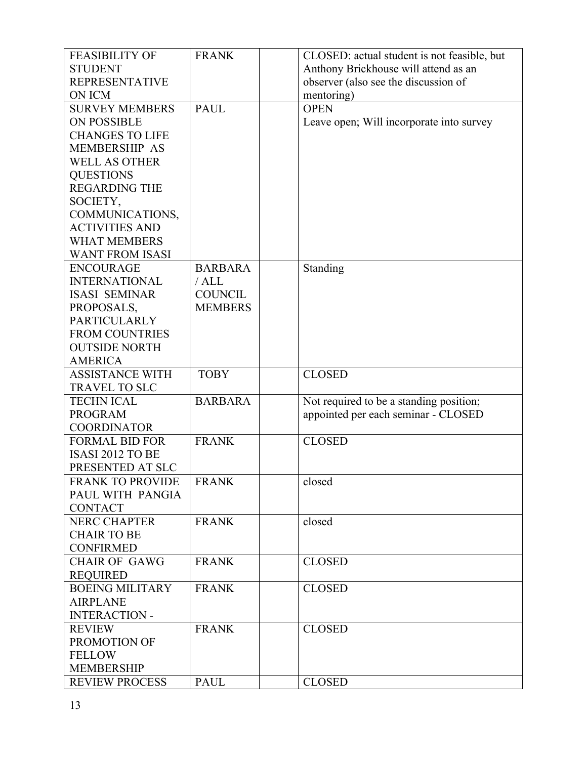| | | | |
|---|---|---|---|
| FEASIBILITY OF STUDENT REPRESENTATIVE ON ICM | FRANK | | CLOSED: actual student is not feasible, but Anthony Brickhouse will attend as an observer (also see the discussion of mentoring) |
| SURVEY MEMBERS ON POSSIBLE CHANGES TO LIFE MEMBERSHIP AS WELL AS OTHER QUESTIONS REGARDING THE SOCIETY, COMMUNICATIONS, ACTIVITIES AND WHAT MEMBERS WANT FROM ISASI | PAUL | | OPEN<br>Leave open; Will incorporate into survey |
| ENCOURAGE INTERNATIONAL ISASI SEMINAR PROPOSALS, PARTICULARLY FROM COUNTRIES OUTSIDE NORTH AMERICA | BARBARA / ALL COUNCIL MEMBERS | | Standing |
| ASSISTANCE WITH TRAVEL TO SLC | TOBY | | CLOSED |
| TECHN ICAL PROGRAM COORDINATOR | BARBARA | | Not required to be a standing position; appointed per each seminar - CLOSED |
| FORMAL BID FOR ISASI 2012 TO BE PRESENTED AT SLC | FRANK | | CLOSED |
| FRANK TO PROVIDE PAUL WITH PANGIA CONTACT | FRANK | | closed |
| NERC CHAPTER CHAIR TO BE CONFIRMED | FRANK | | closed |
| CHAIR OF GAWG REQUIRED | FRANK | | CLOSED |
| BOEING MILITARY AIRPLANE INTERACTION - | FRANK | | CLOSED |
| REVIEW PROMOTION OF FELLOW MEMBERSHIP | FRANK | | CLOSED |
| REVIEW PROCESS | PAUL | | CLOSED |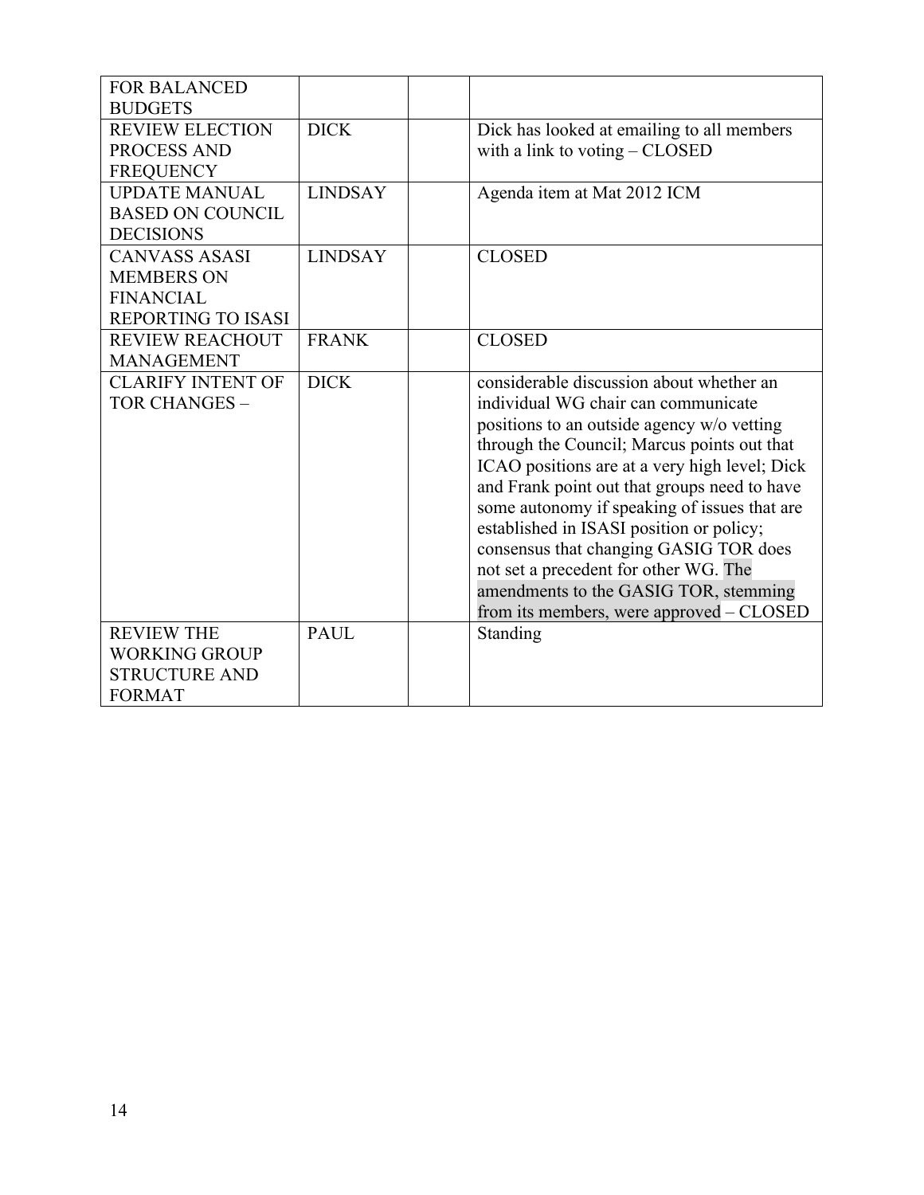| | | | |
|---|---|---|---|
| FOR BALANCED BUDGETS | | | |
| REVIEW ELECTION PROCESS AND FREQUENCY | DICK | | Dick has looked at emailing to all members with a link to voting – CLOSED |
| UPDATE MANUAL BASED ON COUNCIL DECISIONS | LINDSAY | | Agenda item at Mat 2012 ICM |
| CANVASS ASASI MEMBERS ON FINANCIAL REPORTING TO ISASI | LINDSAY | | CLOSED |
| REVIEW REACHOUT MANAGEMENT | FRANK | | CLOSED |
| CLARIFY INTENT OF TOR CHANGES – | DICK | | considerable discussion about whether an individual WG chair can communicate positions to an outside agency w/o vetting through the Council; Marcus points out that ICAO positions are at a very high level; Dick and Frank point out that groups need to have some autonomy if speaking of issues that are established in ISASI position or policy; consensus that changing GASIG TOR does not set a precedent for other WG. The amendments to the GASIG TOR, stemming from its members, were approved – CLOSED |
| REVIEW THE WORKING GROUP STRUCTURE AND FORMAT | PAUL | | Standing |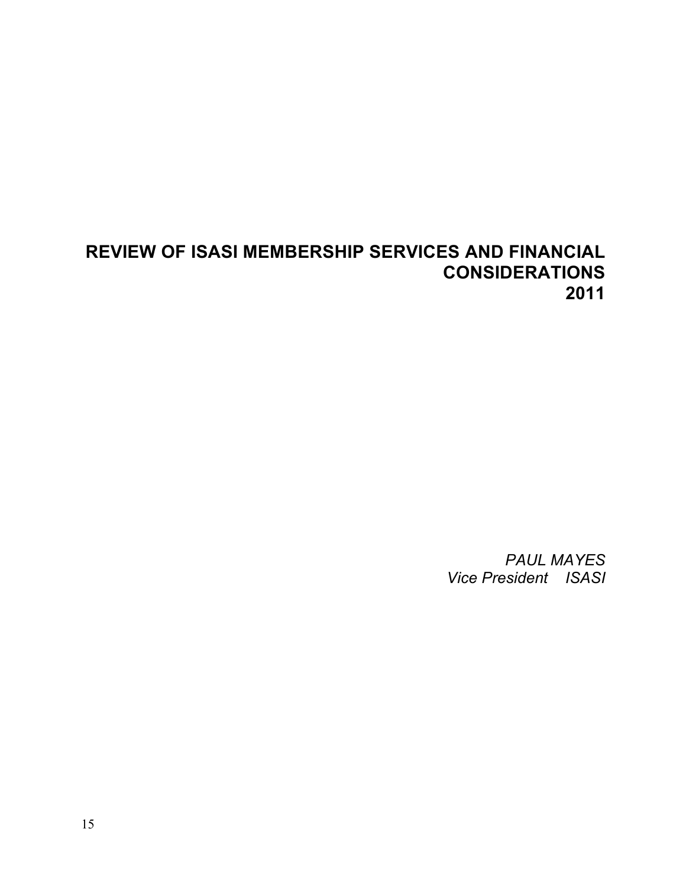# REVIEW OF ISASI MEMBERSHIP SERVICES AND FINANCIAL CONSIDERATIONS 2011

*PAUL MAYES*
*Vice President ISASI*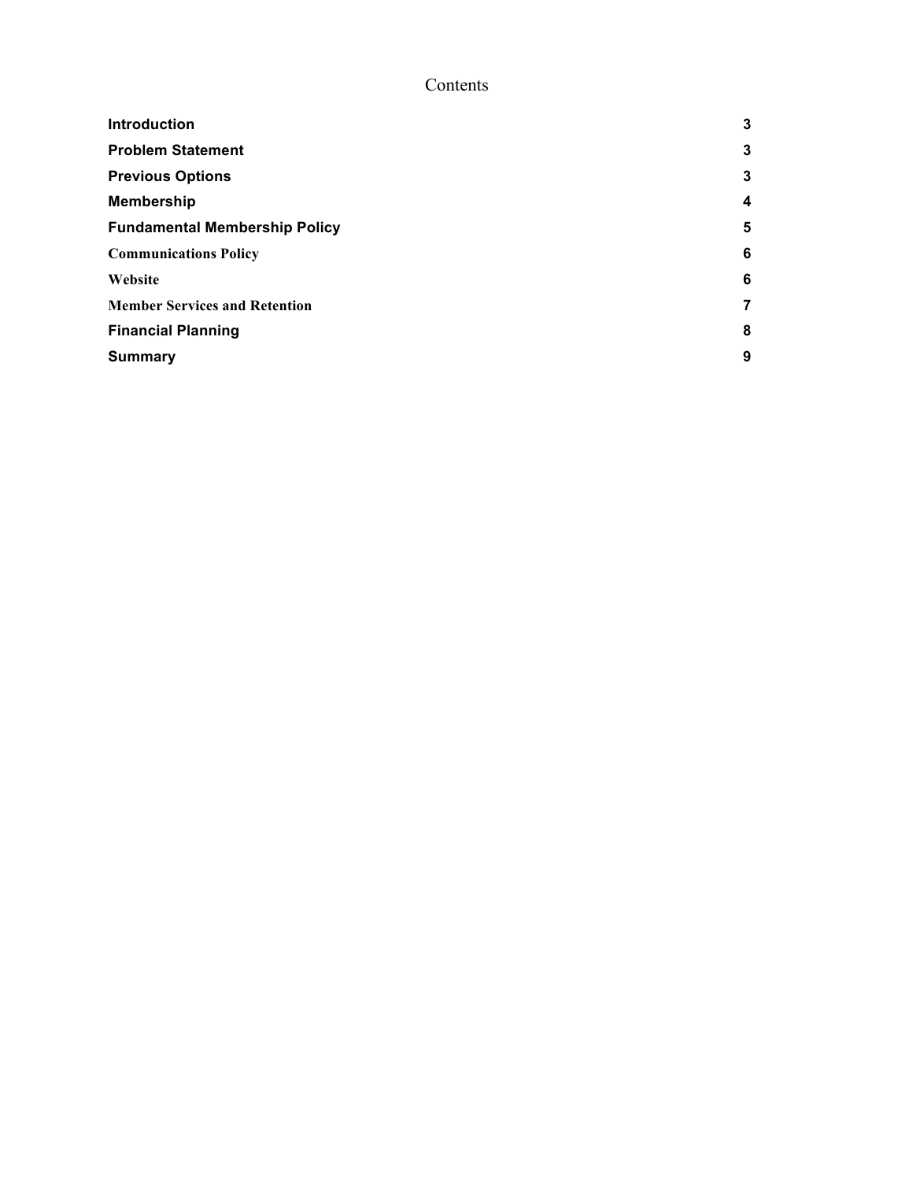# Contents

| | |
|---|---|
| **Introduction** | **3** |
| **Problem Statement** | **3** |
| **Previous Options** | **3** |
| **Membership** | **4** |
| **Fundamental Membership Policy** | **5** |
| **Communications Policy** | **6** |
| **Website** | **6** |
| **Member Services and Retention** | **7** |
| **Financial Planning** | **8** |
| **Summary** | **9** |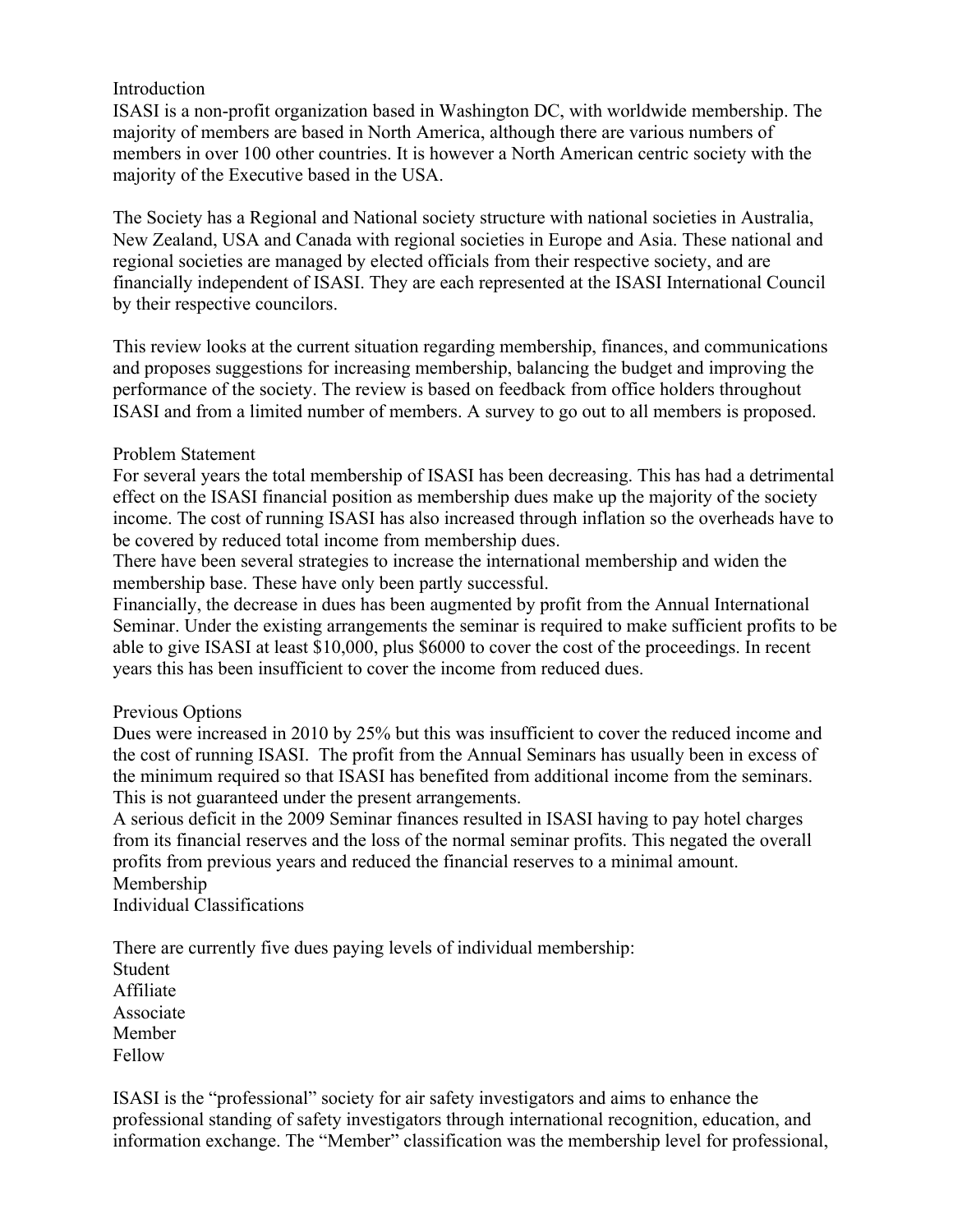## Introduction

ISASI is a non-profit organization based in Washington DC, with worldwide membership. The majority of members are based in North America, although there are various numbers of members in over 100 other countries. It is however a North American centric society with the majority of the Executive based in the USA.

The Society has a Regional and National society structure with national societies in Australia, New Zealand, USA and Canada with regional societies in Europe and Asia. These national and regional societies are managed by elected officials from their respective society, and are financially independent of ISASI. They are each represented at the ISASI International Council by their respective councilors.

This review looks at the current situation regarding membership, finances, and communications and proposes suggestions for increasing membership, balancing the budget and improving the performance of the society. The review is based on feedback from office holders throughout ISASI and from a limited number of members. A survey to go out to all members is proposed.

## Problem Statement

For several years the total membership of ISASI has been decreasing. This has had a detrimental effect on the ISASI financial position as membership dues make up the majority of the society income. The cost of running ISASI has also increased through inflation so the overheads have to be covered by reduced total income from membership dues.

There have been several strategies to increase the international membership and widen the membership base. These have only been partly successful.

Financially, the decrease in dues has been augmented by profit from the Annual International Seminar. Under the existing arrangements the seminar is required to make sufficient profits to be able to give ISASI at least $10,000, plus $6000 to cover the cost of the proceedings. In recent years this has been insufficient to cover the income from reduced dues.

## Previous Options

Dues were increased in 2010 by 25% but this was insufficient to cover the reduced income and the cost of running ISASI. The profit from the Annual Seminars has usually been in excess of the minimum required so that ISASI has benefited from additional income from the seminars. This is not guaranteed under the present arrangements.

A serious deficit in the 2009 Seminar finances resulted in ISASI having to pay hotel charges from its financial reserves and the loss of the normal seminar profits. This negated the overall profits from previous years and reduced the financial reserves to a minimal amount.

## Membership

### Individual Classifications

There are currently five dues paying levels of individual membership:

Student
Affiliate
Associate
Member
Fellow

ISASI is the "professional" society for air safety investigators and aims to enhance the professional standing of safety investigators through international recognition, education, and information exchange. The "Member" classification was the membership level for professional,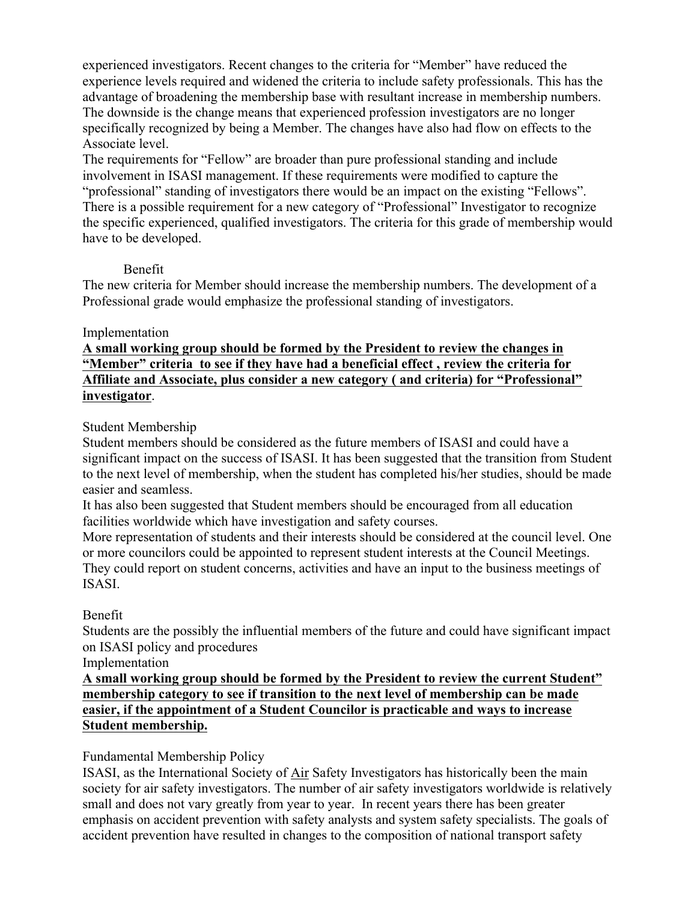experienced investigators. Recent changes to the criteria for "Member" have reduced the experience levels required and widened the criteria to include safety professionals. This has the advantage of broadening the membership base with resultant increase in membership numbers. The downside is the change means that experienced profession investigators are no longer specifically recognized by being a Member. The changes have also had flow on effects to the Associate level.

The requirements for "Fellow" are broader than pure professional standing and include involvement in ISASI management. If these requirements were modified to capture the "professional" standing of investigators there would be an impact on the existing "Fellows". There is a possible requirement for a new category of "Professional" Investigator to recognize the specific experienced, qualified investigators. The criteria for this grade of membership would have to be developed.

Benefit

The new criteria for Member should increase the membership numbers. The development of a Professional grade would emphasize the professional standing of investigators.

Implementation

**A small working group should be formed by the President to review the changes in "Member" criteria to see if they have had a beneficial effect , review the criteria for Affiliate and Associate, plus consider a new category ( and criteria) for "Professional" investigator**.

Student Membership

Student members should be considered as the future members of ISASI and could have a significant impact on the success of ISASI. It has been suggested that the transition from Student to the next level of membership, when the student has completed his/her studies, should be made easier and seamless.

It has also been suggested that Student members should be encouraged from all education facilities worldwide which have investigation and safety courses.

More representation of students and their interests should be considered at the council level. One or more councilors could be appointed to represent student interests at the Council Meetings. They could report on student concerns, activities and have an input to the business meetings of ISASI.

Benefit

Students are the possibly the influential members of the future and could have significant impact on ISASI policy and procedures

Implementation

**A small working group should be formed by the President to review the current Student" membership category to see if transition to the next level of membership can be made easier, if the appointment of a Student Councilor is practicable and ways to increase Student membership.**

Fundamental Membership Policy

ISASI, as the International Society of Air Safety Investigators has historically been the main society for air safety investigators. The number of air safety investigators worldwide is relatively small and does not vary greatly from year to year. In recent years there has been greater emphasis on accident prevention with safety analysts and system safety specialists. The goals of accident prevention have resulted in changes to the composition of national transport safety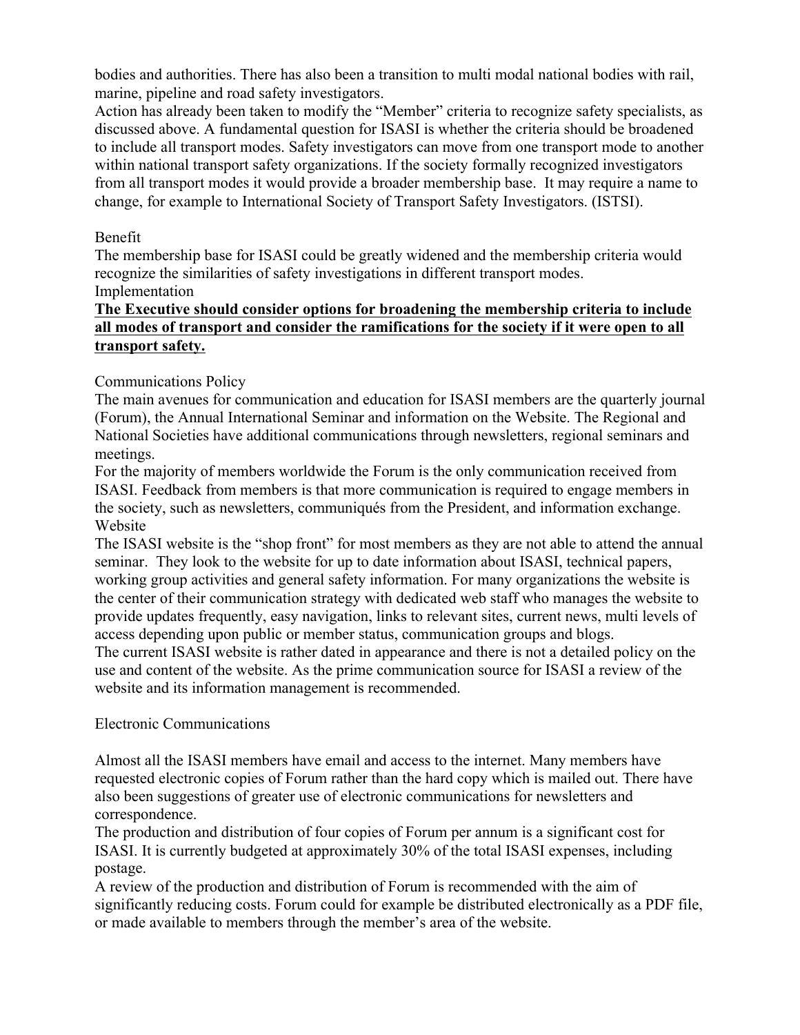bodies and authorities. There has also been a transition to multi modal national bodies with rail, marine, pipeline and road safety investigators.

Action has already been taken to modify the "Member" criteria to recognize safety specialists, as discussed above. A fundamental question for ISASI is whether the criteria should be broadened to include all transport modes. Safety investigators can move from one transport mode to another within national transport safety organizations. If the society formally recognized investigators from all transport modes it would provide a broader membership base. It may require a name to change, for example to International Society of Transport Safety Investigators. (ISTSI).

Benefit

The membership base for ISASI could be greatly widened and the membership criteria would recognize the similarities of safety investigations in different transport modes.

Implementation

**<u>The Executive should consider options for broadening the membership criteria to include all modes of transport and consider the ramifications for the society if it were open to all transport safety.</u>**

Communications Policy

The main avenues for communication and education for ISASI members are the quarterly journal (Forum), the Annual International Seminar and information on the Website. The Regional and National Societies have additional communications through newsletters, regional seminars and meetings.

For the majority of members worldwide the Forum is the only communication received from ISASI. Feedback from members is that more communication is required to engage members in the society, such as newsletters, communiqués from the President, and information exchange.

Website

The ISASI website is the "shop front" for most members as they are not able to attend the annual seminar. They look to the website for up to date information about ISASI, technical papers, working group activities and general safety information. For many organizations the website is the center of their communication strategy with dedicated web staff who manages the website to provide updates frequently, easy navigation, links to relevant sites, current news, multi levels of access depending upon public or member status, communication groups and blogs.

The current ISASI website is rather dated in appearance and there is not a detailed policy on the use and content of the website. As the prime communication source for ISASI a review of the website and its information management is recommended.

Electronic Communications

Almost all the ISASI members have email and access to the internet. Many members have requested electronic copies of Forum rather than the hard copy which is mailed out. There have also been suggestions of greater use of electronic communications for newsletters and correspondence.

The production and distribution of four copies of Forum per annum is a significant cost for ISASI. It is currently budgeted at approximately 30% of the total ISASI expenses, including postage.

A review of the production and distribution of Forum is recommended with the aim of significantly reducing costs. Forum could for example be distributed electronically as a PDF file, or made available to members through the member's area of the website.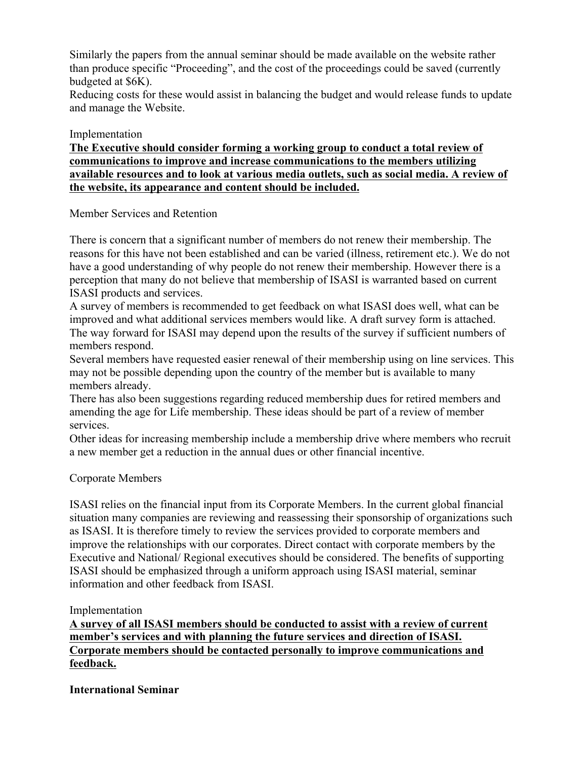Similarly the papers from the annual seminar should be made available on the website rather than produce specific "Proceeding", and the cost of the proceedings could be saved (currently budgeted at $6K).

Reducing costs for these would assist in balancing the budget and would release funds to update and manage the Website.

Implementation

**The Executive should consider forming a working group to conduct a total review of communications to improve and increase communications to the members utilizing available resources and to look at various media outlets, such as social media. A review of the website, its appearance and content should be included.**

Member Services and Retention

There is concern that a significant number of members do not renew their membership. The reasons for this have not been established and can be varied (illness, retirement etc.). We do not have a good understanding of why people do not renew their membership. However there is a perception that many do not believe that membership of ISASI is warranted based on current ISASI products and services.

A survey of members is recommended to get feedback on what ISASI does well, what can be improved and what additional services members would like. A draft survey form is attached. The way forward for ISASI may depend upon the results of the survey if sufficient numbers of members respond.

Several members have requested easier renewal of their membership using on line services. This may not be possible depending upon the country of the member but is available to many members already.

There has also been suggestions regarding reduced membership dues for retired members and amending the age for Life membership. These ideas should be part of a review of member services.

Other ideas for increasing membership include a membership drive where members who recruit a new member get a reduction in the annual dues or other financial incentive.

Corporate Members

ISASI relies on the financial input from its Corporate Members. In the current global financial situation many companies are reviewing and reassessing their sponsorship of organizations such as ISASI. It is therefore timely to review the services provided to corporate members and improve the relationships with our corporates. Direct contact with corporate members by the Executive and National/ Regional executives should be considered. The benefits of supporting ISASI should be emphasized through a uniform approach using ISASI material, seminar information and other feedback from ISASI.

Implementation

**A survey of all ISASI members should be conducted to assist with a review of current member's services and with planning the future services and direction of ISASI. Corporate members should be contacted personally to improve communications and feedback.**

**International Seminar**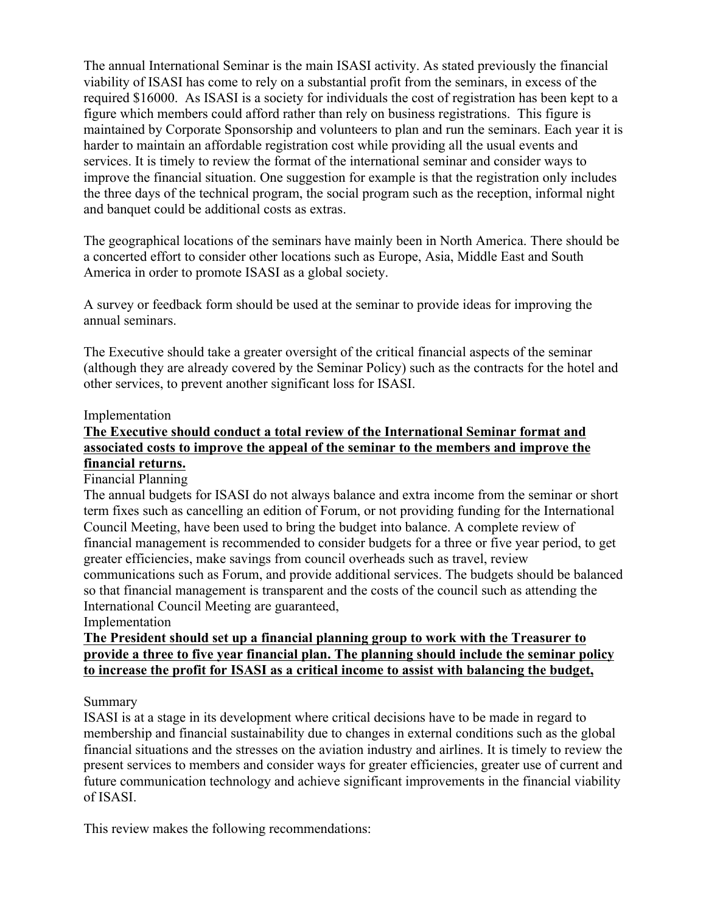The annual International Seminar is the main ISASI activity. As stated previously the financial viability of ISASI has come to rely on a substantial profit from the seminars, in excess of the required $16000. As ISASI is a society for individuals the cost of registration has been kept to a figure which members could afford rather than rely on business registrations. This figure is maintained by Corporate Sponsorship and volunteers to plan and run the seminars. Each year it is harder to maintain an affordable registration cost while providing all the usual events and services. It is timely to review the format of the international seminar and consider ways to improve the financial situation. One suggestion for example is that the registration only includes the three days of the technical program, the social program such as the reception, informal night and banquet could be additional costs as extras.

The geographical locations of the seminars have mainly been in North America. There should be a concerted effort to consider other locations such as Europe, Asia, Middle East and South America in order to promote ISASI as a global society.

A survey or feedback form should be used at the seminar to provide ideas for improving the annual seminars.

The Executive should take a greater oversight of the critical financial aspects of the seminar (although they are already covered by the Seminar Policy) such as the contracts for the hotel and other services, to prevent another significant loss for ISASI.

Implementation

**The Executive should conduct a total review of the International Seminar format and associated costs to improve the appeal of the seminar to the members and improve the financial returns.**

Financial Planning

The annual budgets for ISASI do not always balance and extra income from the seminar or short term fixes such as cancelling an edition of Forum, or not providing funding for the International Council Meeting, have been used to bring the budget into balance. A complete review of financial management is recommended to consider budgets for a three or five year period, to get greater efficiencies, make savings from council overheads such as travel, review communications such as Forum, and provide additional services. The budgets should be balanced so that financial management is transparent and the costs of the council such as attending the International Council Meeting are guaranteed,

Implementation

**The President should set up a financial planning group to work with the Treasurer to provide a three to five year financial plan. The planning should include the seminar policy to increase the profit for ISASI as a critical income to assist with balancing the budget,**

Summary

ISASI is at a stage in its development where critical decisions have to be made in regard to membership and financial sustainability due to changes in external conditions such as the global financial situations and the stresses on the aviation industry and airlines. It is timely to review the present services to members and consider ways for greater efficiencies, greater use of current and future communication technology and achieve significant improvements in the financial viability of ISASI.

This review makes the following recommendations: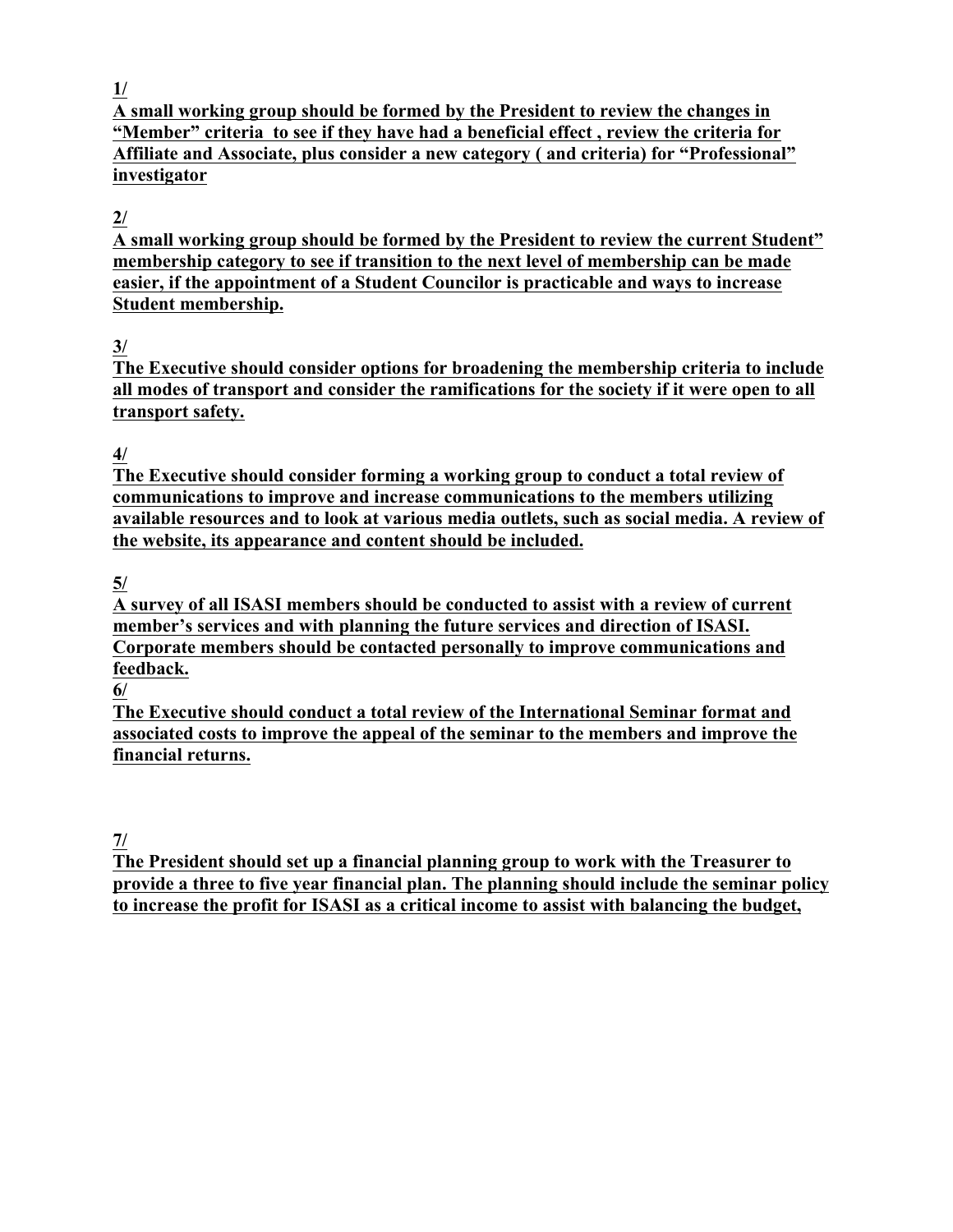**1/**

**A small working group should be formed by the President to review the changes in "Member" criteria to see if they have had a beneficial effect , review the criteria for Affiliate and Associate, plus consider a new category ( and criteria) for "Professional" investigator**

**2/**

**A small working group should be formed by the President to review the current Student" membership category to see if transition to the next level of membership can be made easier, if the appointment of a Student Councilor is practicable and ways to increase Student membership.**

**3/**

**The Executive should consider options for broadening the membership criteria to include all modes of transport and consider the ramifications for the society if it were open to all transport safety.**

**4/**

**The Executive should consider forming a working group to conduct a total review of communications to improve and increase communications to the members utilizing available resources and to look at various media outlets, such as social media. A review of the website, its appearance and content should be included.**

**5/**

**A survey of all ISASI members should be conducted to assist with a review of current member's services and with planning the future services and direction of ISASI. Corporate members should be contacted personally to improve communications and feedback.**

**6/**

**The Executive should conduct a total review of the International Seminar format and associated costs to improve the appeal of the seminar to the members and improve the financial returns.**

**7/**

**The President should set up a financial planning group to work with the Treasurer to provide a three to five year financial plan. The planning should include the seminar policy to increase the profit for ISASI as a critical income to assist with balancing the budget,**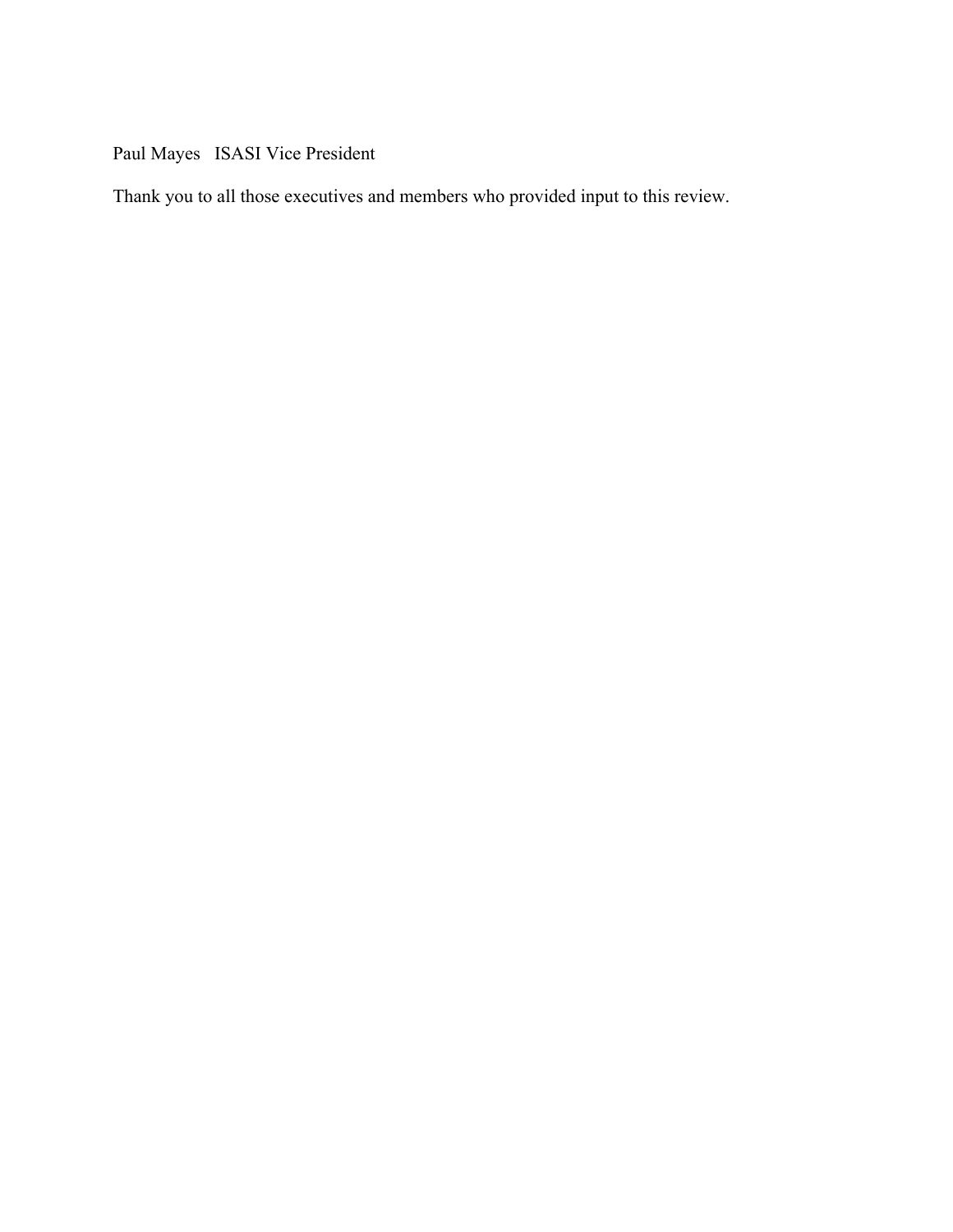Paul Mayes   ISASI Vice President

Thank you to all those executives and members who provided input to this review.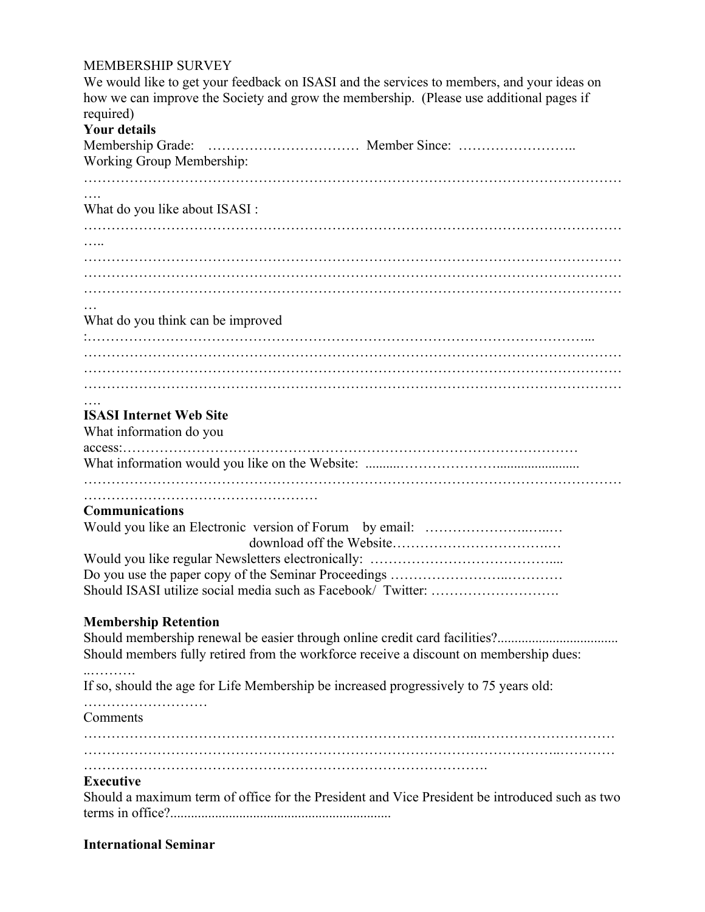MEMBERSHIP SURVEY

We would like to get your feedback on ISASI and the services to members, and your ideas on how we can improve the Society and grow the membership. (Please use additional pages if required)

**Your details**

Membership Grade: …………………………… Member Since: ……………………..

Working Group Membership:

………………………………………………………………………………………………………….

What do you like about ISASI :

…………………………………………………………………………………………………………..

………………………………………………………………………………………………………………………………………………………………………………………………………………………………………………………………………………………………………………………………………

What do you think can be improved

:……………………………………………………………………………………………...

………………………………………………………………………………………………………………………………………………………………………………………………………………………………………………………………………………………………………………………………………

**ISASI Internet Web Site**

What information do you access:………………………………………………………………………………………

What information would you like on the Website: ..........…………………........................

……………………………………………………………………………………………………………………………………………

**Communications**

Would you like an Electronic version of Forum by email: ………………….…..…

download off the Website…………………………….…

Would you like regular Newsletters electronically: ………………………………….....

Do you use the paper copy of the Seminar Proceedings …………………..…………

Should ISASI utilize social media such as Facebook/ Twitter: ……………………….

**Membership Retention**

Should membership renewal be easier through online credit card facilities?..................................

Should members fully retired from the workforce receive a discount on membership dues: ..……….

If so, should the age for Life Membership be increased progressively to 75 years old: ………………………

Comments

…………………………………………………………………………..…………………………

…………………………………………………………………………………………..…………

………………………………………………………………………….

**Executive**

Should a maximum term of office for the President and Vice President be introduced such as two terms in office?...............................................................

**International Seminar**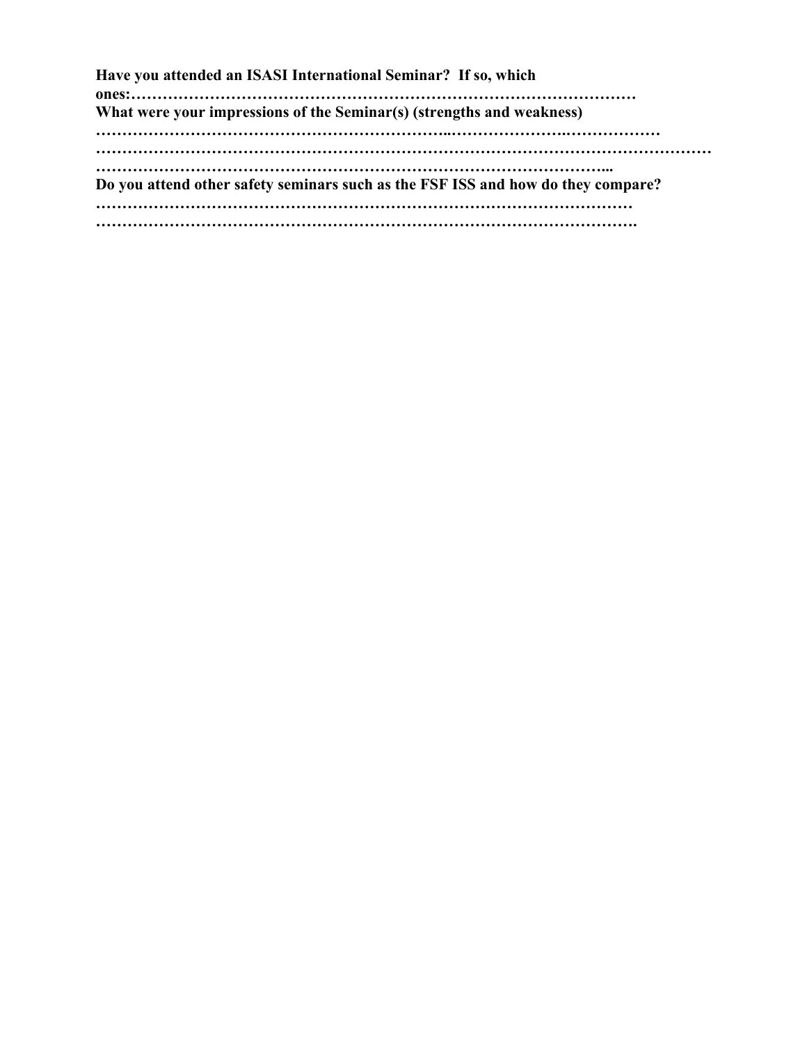**Have you attended an ISASI International Seminar? If so, which ones:…………………………………………………………………………………**

**What were your impressions of the Seminar(s) (strengths and weakness)**

**………………………………………………………..…………………..………………**

**……………………………………………………………………………………………………**

**…………………………………………………………………………………...**

**Do you attend other safety seminars such as the FSF ISS and how do they compare?**

**………………………………………………………………………………………**

**……………………………………………………………………………………….**